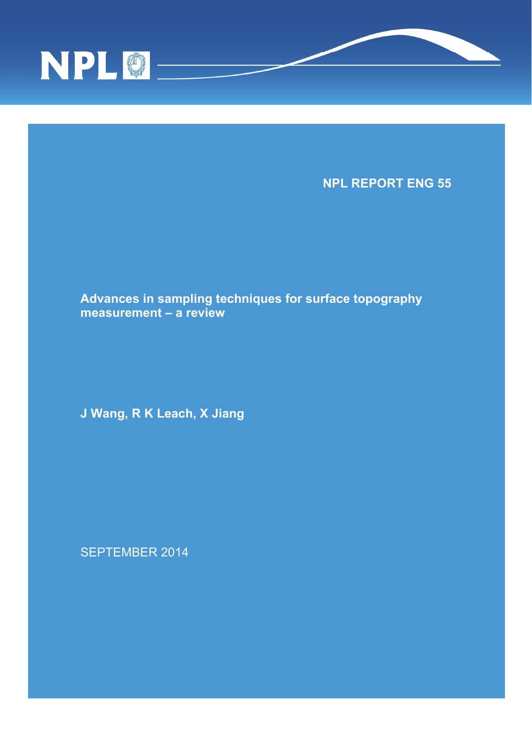NPL

**NPL REPORT ENG 55**

# Advances in sampling techniques for surface topography measurement – a review

**J Wang, R K Leach, X Jiang**

SEPTEMBER 2014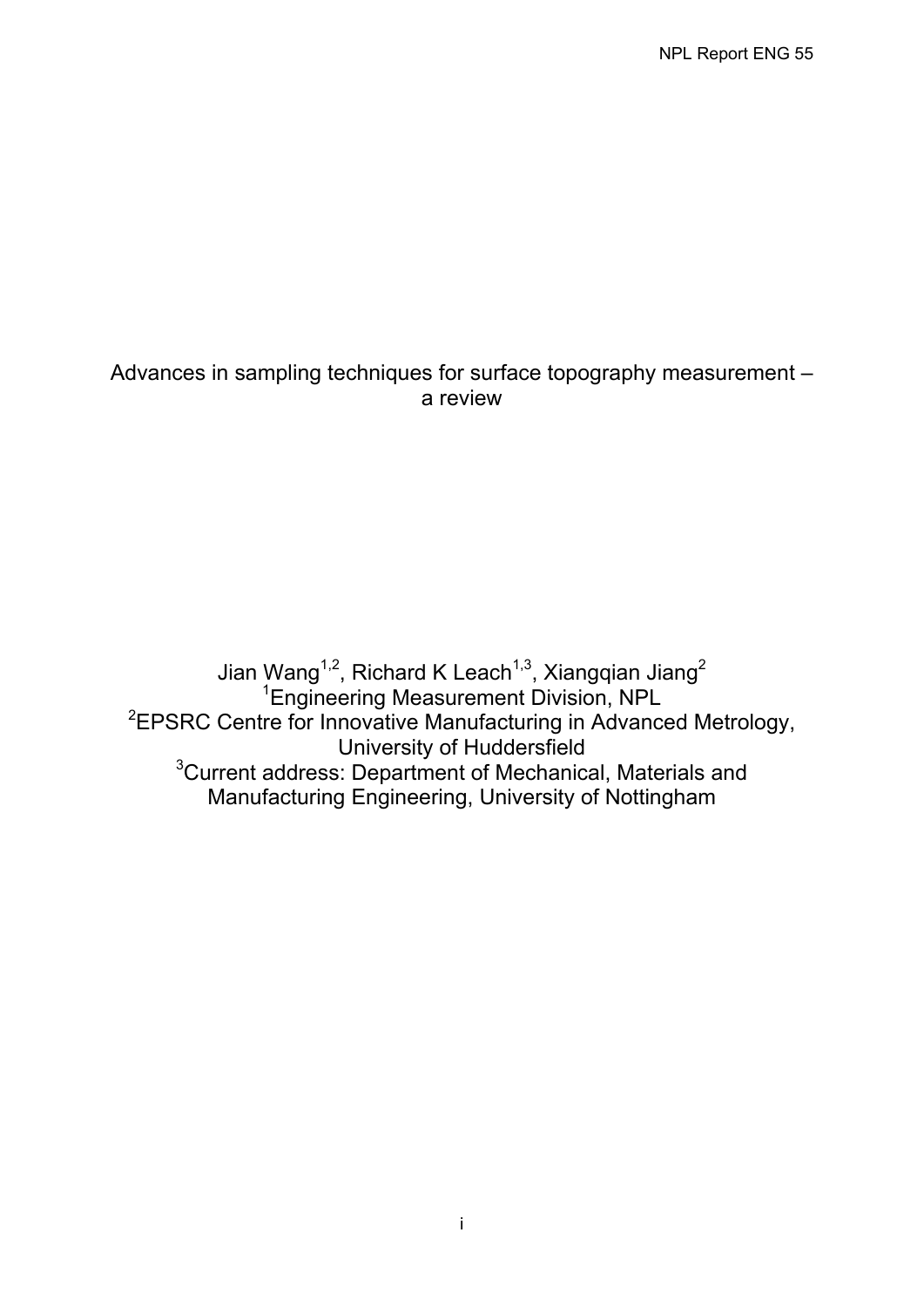Advances in sampling techniques for surface topography measurement – a review

Jian Wang[1,2], Richard K Leach[1,3], Xiangqian Jiang[2]

[1]Engineering Measurement Division, NPL

[2]EPSRC Centre for Innovative Manufacturing in Advanced Metrology, University of Huddersfield

[3]Current address: Department of Mechanical, Materials and Manufacturing Engineering, University of Nottingham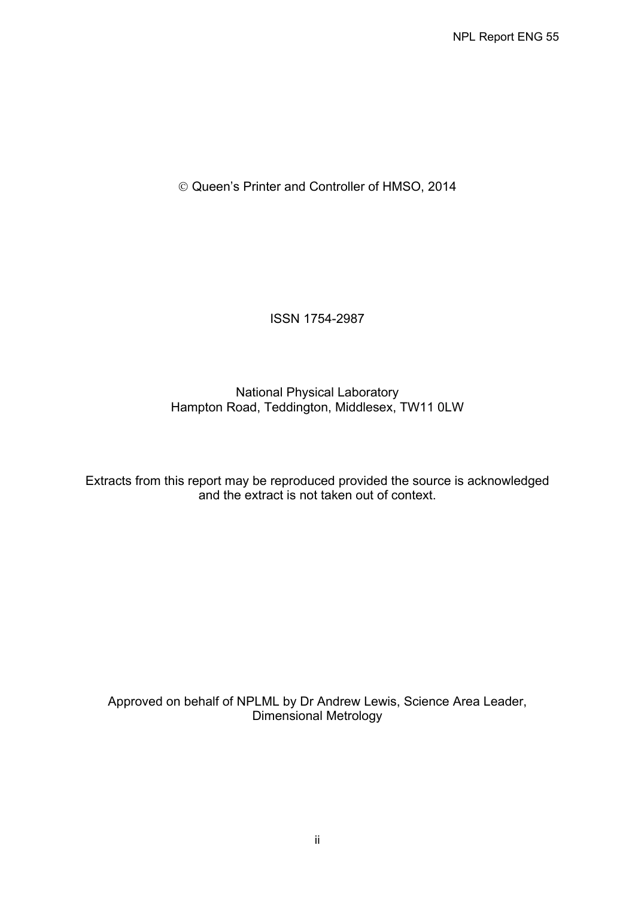© Queen's Printer and Controller of HMSO, 2014

ISSN 1754-2987

National Physical Laboratory
Hampton Road, Teddington, Middlesex, TW11 0LW

Extracts from this report may be reproduced provided the source is acknowledged and the extract is not taken out of context.

Approved on behalf of NPLML by Dr Andrew Lewis, Science Area Leader, Dimensional Metrology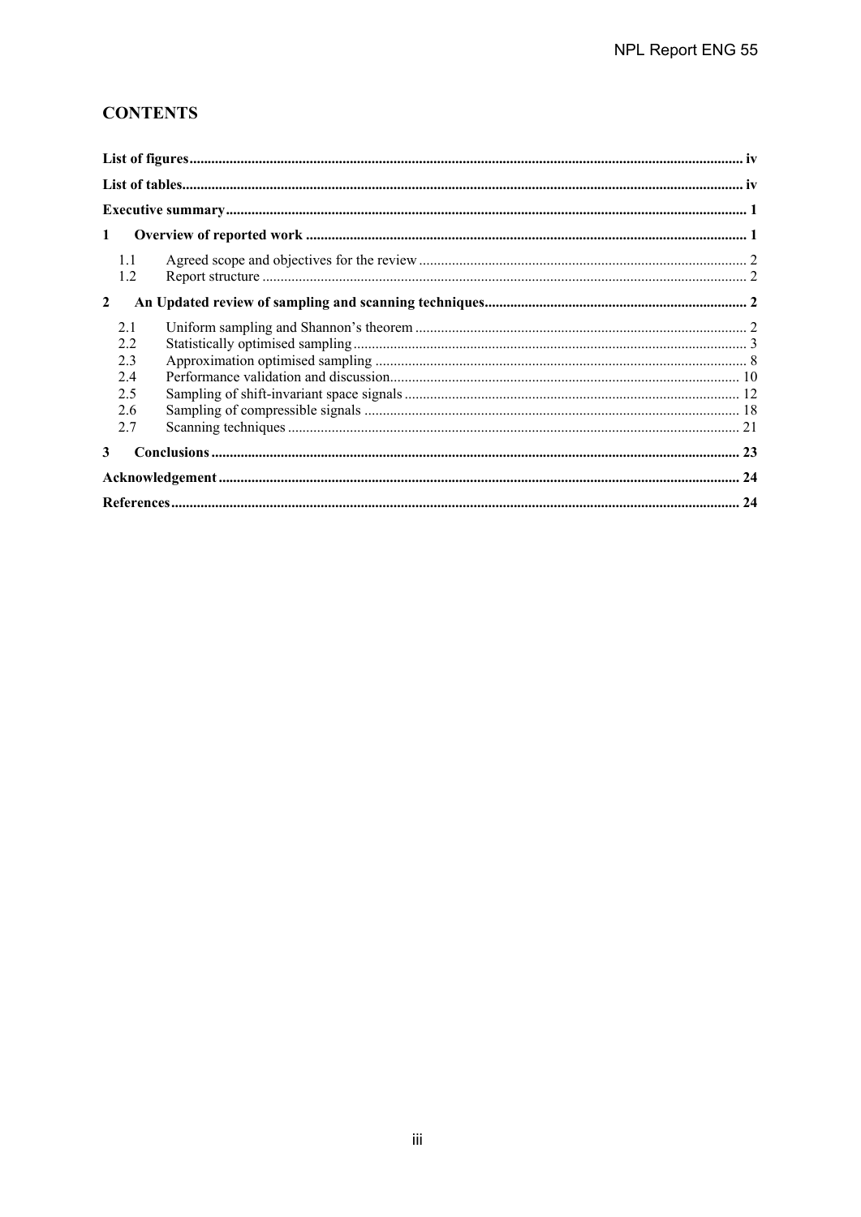## CONTENTS

List of figures ........ iv

List of tables ........ iv

Executive summary ........ 1

1 Overview of reported work ........ 1

- 1.1 Agreed scope and objectives for the review ........ 2
- 1.2 Report structure ........ 2

2 An Updated review of sampling and scanning techniques ........ 2

- 2.1 Uniform sampling and Shannon's theorem ........ 2
- 2.2 Statistically optimised sampling ........ 3
- 2.3 Approximation optimised sampling ........ 8
- 2.4 Performance validation and discussion ........ 10
- 2.5 Sampling of shift-invariant space signals ........ 12
- 2.6 Sampling of compressible signals ........ 18
- 2.7 Scanning techniques ........ 21

3 Conclusions ........ 23

Acknowledgement ........ 24

References ........ 24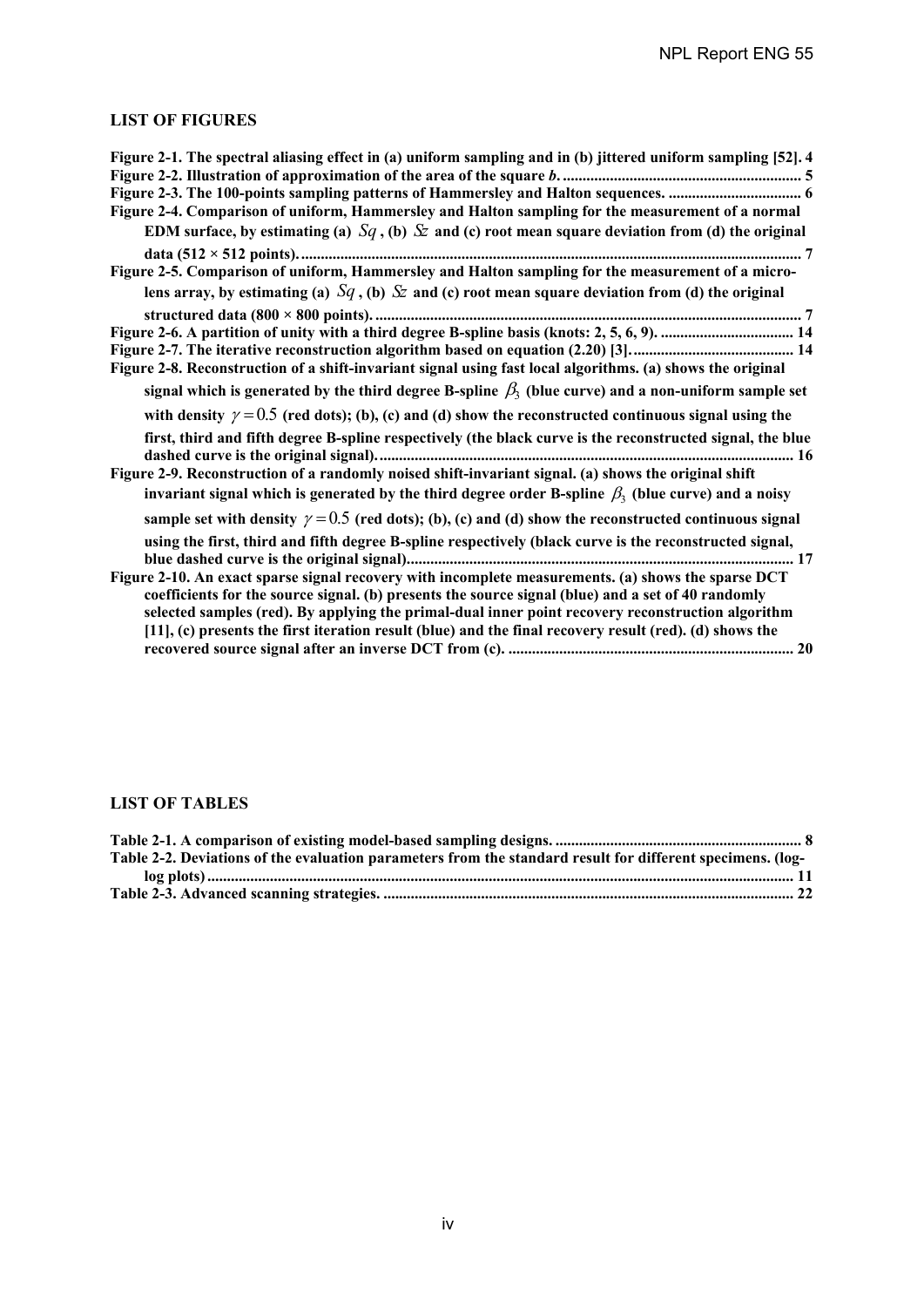## LIST OF FIGURES

**Figure 2-1. The spectral aliasing effect in (a) uniform sampling and in (b) jittered uniform sampling [52]. 4**
**Figure 2-2. Illustration of approximation of the area of the square *b*. 5**
**Figure 2-3. The 100-points sampling patterns of Hammersley and Halton sequences. 6**
**Figure 2-4. Comparison of uniform, Hammersley and Halton sampling for the measurement of a normal EDM surface, by estimating (a) $Sq$, (b) $Sz$ and (c) root mean square deviation from (d) the original data (512 × 512 points). 7**
**Figure 2-5. Comparison of uniform, Hammersley and Halton sampling for the measurement of a micro-lens array, by estimating (a) $Sq$, (b) $Sz$ and (c) root mean square deviation from (d) the original structured data (800 × 800 points). 7**
**Figure 2-6. A partition of unity with a third degree B-spline basis (knots: 2, 5, 6, 9). 14**
**Figure 2-7. The iterative reconstruction algorithm based on equation (2.20) [3]. 14**
**Figure 2-8. Reconstruction of a shift-invariant signal using fast local algorithms. (a) shows the original signal which is generated by the third degree B-spline $\beta_3$ (blue curve) and a non-uniform sample set with density $\gamma = 0.5$ (red dots); (b), (c) and (d) show the reconstructed continuous signal using the first, third and fifth degree B-spline respectively (the black curve is the reconstructed signal, the blue dashed curve is the original signal). 16**
**Figure 2-9. Reconstruction of a randomly noised shift-invariant signal. (a) shows the original shift invariant signal which is generated by the third degree order B-spline $\beta_3$ (blue curve) and a noisy sample set with density $\gamma = 0.5$ (red dots); (b), (c) and (d) show the reconstructed continuous signal using the first, third and fifth degree B-spline respectively (black curve is the reconstructed signal, blue dashed curve is the original signal). 17**
**Figure 2-10. An exact sparse signal recovery with incomplete measurements. (a) shows the sparse DCT coefficients for the source signal. (b) presents the source signal (blue) and a set of 40 randomly selected samples (red). By applying the primal-dual inner point recovery reconstruction algorithm [11], (c) presents the first iteration result (blue) and the final recovery result (red). (d) shows the recovered source signal after an inverse DCT from (c). 20**

## LIST OF TABLES

**Table 2-1. A comparison of existing model-based sampling designs. 8**
**Table 2-2. Deviations of the evaluation parameters from the standard result for different specimens. (log-log plots) 11**
**Table 2-3. Advanced scanning strategies. 22**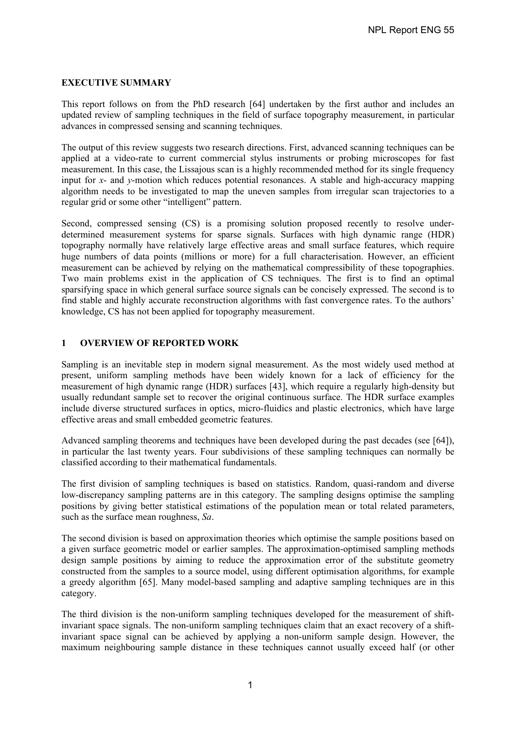## EXECUTIVE SUMMARY

This report follows on from the PhD research [64] undertaken by the first author and includes an updated review of sampling techniques in the field of surface topography measurement, in particular advances in compressed sensing and scanning techniques.

The output of this review suggests two research directions. First, advanced scanning techniques can be applied at a video-rate to current commercial stylus instruments or probing microscopes for fast measurement. In this case, the Lissajous scan is a highly recommended method for its single frequency input for *x*- and *y*-motion which reduces potential resonances. A stable and high-accuracy mapping algorithm needs to be investigated to map the uneven samples from irregular scan trajectories to a regular grid or some other "intelligent" pattern.

Second, compressed sensing (CS) is a promising solution proposed recently to resolve under-determined measurement systems for sparse signals. Surfaces with high dynamic range (HDR) topography normally have relatively large effective areas and small surface features, which require huge numbers of data points (millions or more) for a full characterisation. However, an efficient measurement can be achieved by relying on the mathematical compressibility of these topographies. Two main problems exist in the application of CS techniques. The first is to find an optimal sparsifying space in which general surface source signals can be concisely expressed. The second is to find stable and highly accurate reconstruction algorithms with fast convergence rates. To the authors' knowledge, CS has not been applied for topography measurement.

## 1 OVERVIEW OF REPORTED WORK

Sampling is an inevitable step in modern signal measurement. As the most widely used method at present, uniform sampling methods have been widely known for a lack of efficiency for the measurement of high dynamic range (HDR) surfaces [43], which require a regularly high-density but usually redundant sample set to recover the original continuous surface. The HDR surface examples include diverse structured surfaces in optics, micro-fluidics and plastic electronics, which have large effective areas and small embedded geometric features.

Advanced sampling theorems and techniques have been developed during the past decades (see [64]), in particular the last twenty years. Four subdivisions of these sampling techniques can normally be classified according to their mathematical fundamentals.

The first division of sampling techniques is based on statistics. Random, quasi-random and diverse low-discrepancy sampling patterns are in this category. The sampling designs optimise the sampling positions by giving better statistical estimations of the population mean or total related parameters, such as the surface mean roughness, *Sa*.

The second division is based on approximation theories which optimise the sample positions based on a given surface geometric model or earlier samples. The approximation-optimised sampling methods design sample positions by aiming to reduce the approximation error of the substitute geometry constructed from the samples to a source model, using different optimisation algorithms, for example a greedy algorithm [65]. Many model-based sampling and adaptive sampling techniques are in this category.

The third division is the non-uniform sampling techniques developed for the measurement of shift-invariant space signals. The non-uniform sampling techniques claim that an exact recovery of a shift-invariant space signal can be achieved by applying a non-uniform sample design. However, the maximum neighbouring sample distance in these techniques cannot usually exceed half (or other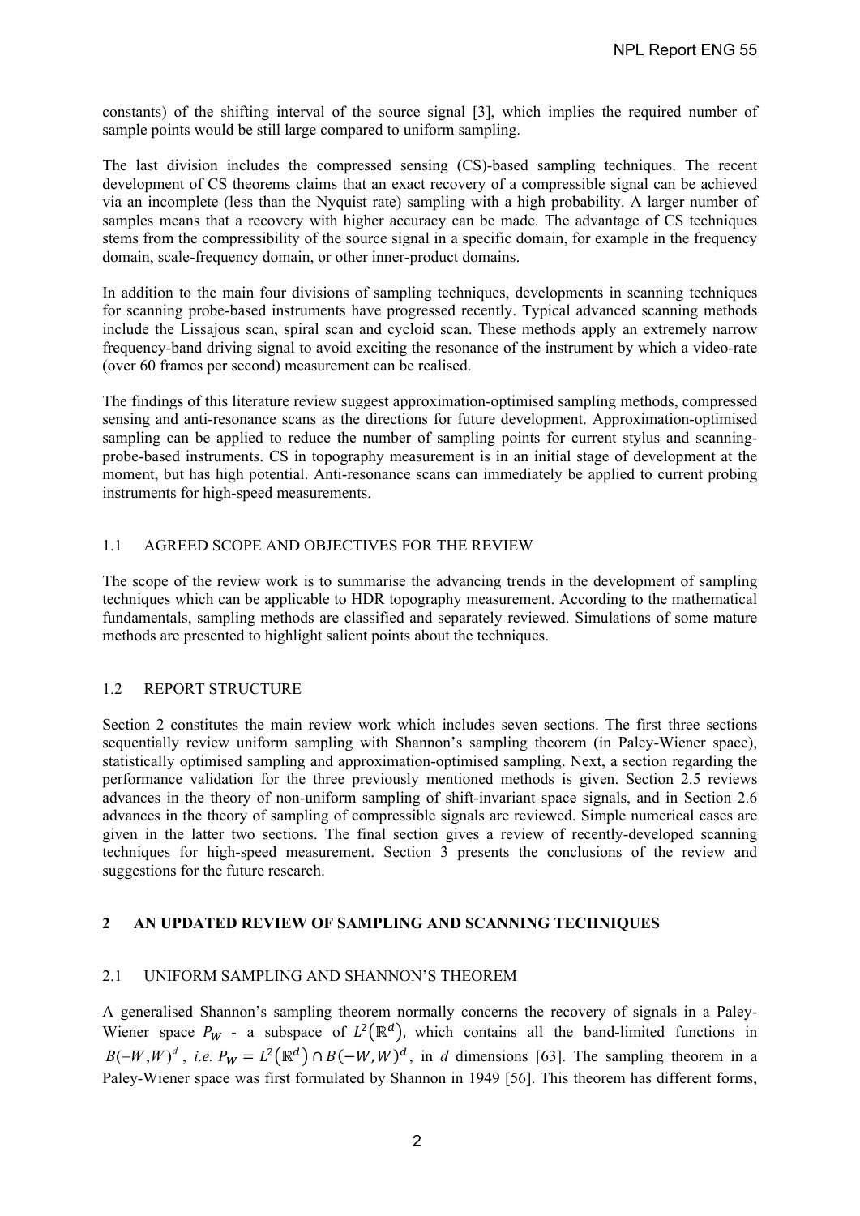constants) of the shifting interval of the source signal [3], which implies the required number of sample points would be still large compared to uniform sampling.

The last division includes the compressed sensing (CS)-based sampling techniques. The recent development of CS theorems claims that an exact recovery of a compressible signal can be achieved via an incomplete (less than the Nyquist rate) sampling with a high probability. A larger number of samples means that a recovery with higher accuracy can be made. The advantage of CS techniques stems from the compressibility of the source signal in a specific domain, for example in the frequency domain, scale-frequency domain, or other inner-product domains.

In addition to the main four divisions of sampling techniques, developments in scanning techniques for scanning probe-based instruments have progressed recently. Typical advanced scanning methods include the Lissajous scan, spiral scan and cycloid scan. These methods apply an extremely narrow frequency-band driving signal to avoid exciting the resonance of the instrument by which a video-rate (over 60 frames per second) measurement can be realised.

The findings of this literature review suggest approximation-optimised sampling methods, compressed sensing and anti-resonance scans as the directions for future development. Approximation-optimised sampling can be applied to reduce the number of sampling points for current stylus and scanning-probe-based instruments. CS in topography measurement is in an initial stage of development at the moment, but has high potential. Anti-resonance scans can immediately be applied to current probing instruments for high-speed measurements.

## 1.1 AGREED SCOPE AND OBJECTIVES FOR THE REVIEW

The scope of the review work is to summarise the advancing trends in the development of sampling techniques which can be applicable to HDR topography measurement. According to the mathematical fundamentals, sampling methods are classified and separately reviewed. Simulations of some mature methods are presented to highlight salient points about the techniques.

## 1.2 REPORT STRUCTURE

Section 2 constitutes the main review work which includes seven sections. The first three sections sequentially review uniform sampling with Shannon's sampling theorem (in Paley-Wiener space), statistically optimised sampling and approximation-optimised sampling. Next, a section regarding the performance validation for the three previously mentioned methods is given. Section 2.5 reviews advances in the theory of non-uniform sampling of shift-invariant space signals, and in Section 2.6 advances in the theory of sampling of compressible signals are reviewed. Simple numerical cases are given in the latter two sections. The final section gives a review of recently-developed scanning techniques for high-speed measurement. Section 3 presents the conclusions of the review and suggestions for the future research.

# 2 AN UPDATED REVIEW OF SAMPLING AND SCANNING TECHNIQUES

## 2.1 UNIFORM SAMPLING AND SHANNON'S THEOREM

A generalised Shannon's sampling theorem normally concerns the recovery of signals in a Paley-Wiener space $P_W$ - a subspace of $L^2(\mathbb{R}^d)$, which contains all the band-limited functions in $B(-W,W)^d$, *i.e.* $P_W = L^2(\mathbb{R}^d) \cap B(-W,W)^d$, in *d* dimensions [63]. The sampling theorem in a Paley-Wiener space was first formulated by Shannon in 1949 [56]. This theorem has different forms,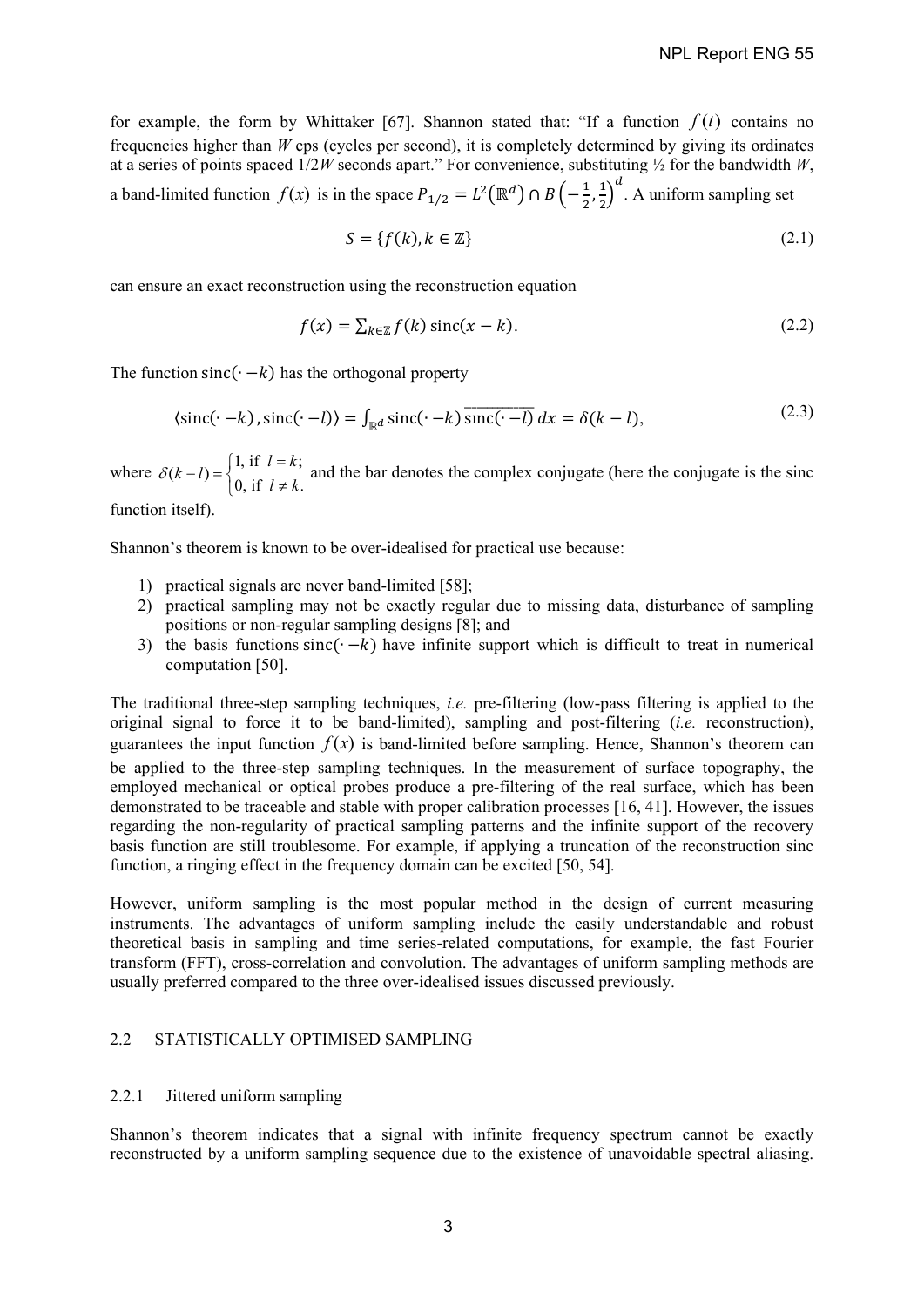for example, the form by Whittaker [67]. Shannon stated that: "If a function $f(t)$ contains no frequencies higher than $W$ cps (cycles per second), it is completely determined by giving its ordinates at a series of points spaced $1/2W$ seconds apart." For convenience, substituting ½ for the bandwidth $W$, a band-limited function $f(x)$ is in the space $P_{1/2} = L^2(\mathbb{R}^d) \cap B\left(-\frac{1}{2}, \frac{1}{2}\right)^d$. A uniform sampling set

$$S = \{f(k), k \in \mathbb{Z}\} \tag{2.1}$$

can ensure an exact reconstruction using the reconstruction equation

$$f(x) = \sum_{k \in \mathbb{Z}} f(k)\, \mathrm{sinc}(x - k). \tag{2.2}$$

The function $\mathrm{sinc}(\cdot - k)$ has the orthogonal property

$$\langle \mathrm{sinc}(\cdot - k), \mathrm{sinc}(\cdot - l) \rangle = \int_{\mathbb{R}^d} \mathrm{sinc}(\cdot - k)\, \overline{\mathrm{sinc}(\cdot - l)}\, dx = \delta(k - l), \tag{2.3}$$

where $\delta(k-l) = \begin{cases} 1, \text{ if } l = k; \\ 0, \text{ if } l \neq k. \end{cases}$ and the bar denotes the complex conjugate (here the conjugate is the sinc function itself).

Shannon's theorem is known to be over-idealised for practical use because:

1) practical signals are never band-limited [58];
2) practical sampling may not be exactly regular due to missing data, disturbance of sampling positions or non-regular sampling designs [8]; and
3) the basis functions $\mathrm{sinc}(\cdot - k)$ have infinite support which is difficult to treat in numerical computation [50].

The traditional three-step sampling techniques, *i.e.* pre-filtering (low-pass filtering is applied to the original signal to force it to be band-limited), sampling and post-filtering (*i.e.* reconstruction), guarantees the input function $f(x)$ is band-limited before sampling. Hence, Shannon's theorem can be applied to the three-step sampling techniques. In the measurement of surface topography, the employed mechanical or optical probes produce a pre-filtering of the real surface, which has been demonstrated to be traceable and stable with proper calibration processes [16, 41]. However, the issues regarding the non-regularity of practical sampling patterns and the infinite support of the recovery basis function are still troublesome. For example, if applying a truncation of the reconstruction sinc function, a ringing effect in the frequency domain can be excited [50, 54].

However, uniform sampling is the most popular method in the design of current measuring instruments. The advantages of uniform sampling include the easily understandable and robust theoretical basis in sampling and time series-related computations, for example, the fast Fourier transform (FFT), cross-correlation and convolution. The advantages of uniform sampling methods are usually preferred compared to the three over-idealised issues discussed previously.

## 2.2 STATISTICALLY OPTIMISED SAMPLING

### 2.2.1 Jittered uniform sampling

Shannon's theorem indicates that a signal with infinite frequency spectrum cannot be exactly reconstructed by a uniform sampling sequence due to the existence of unavoidable spectral aliasing.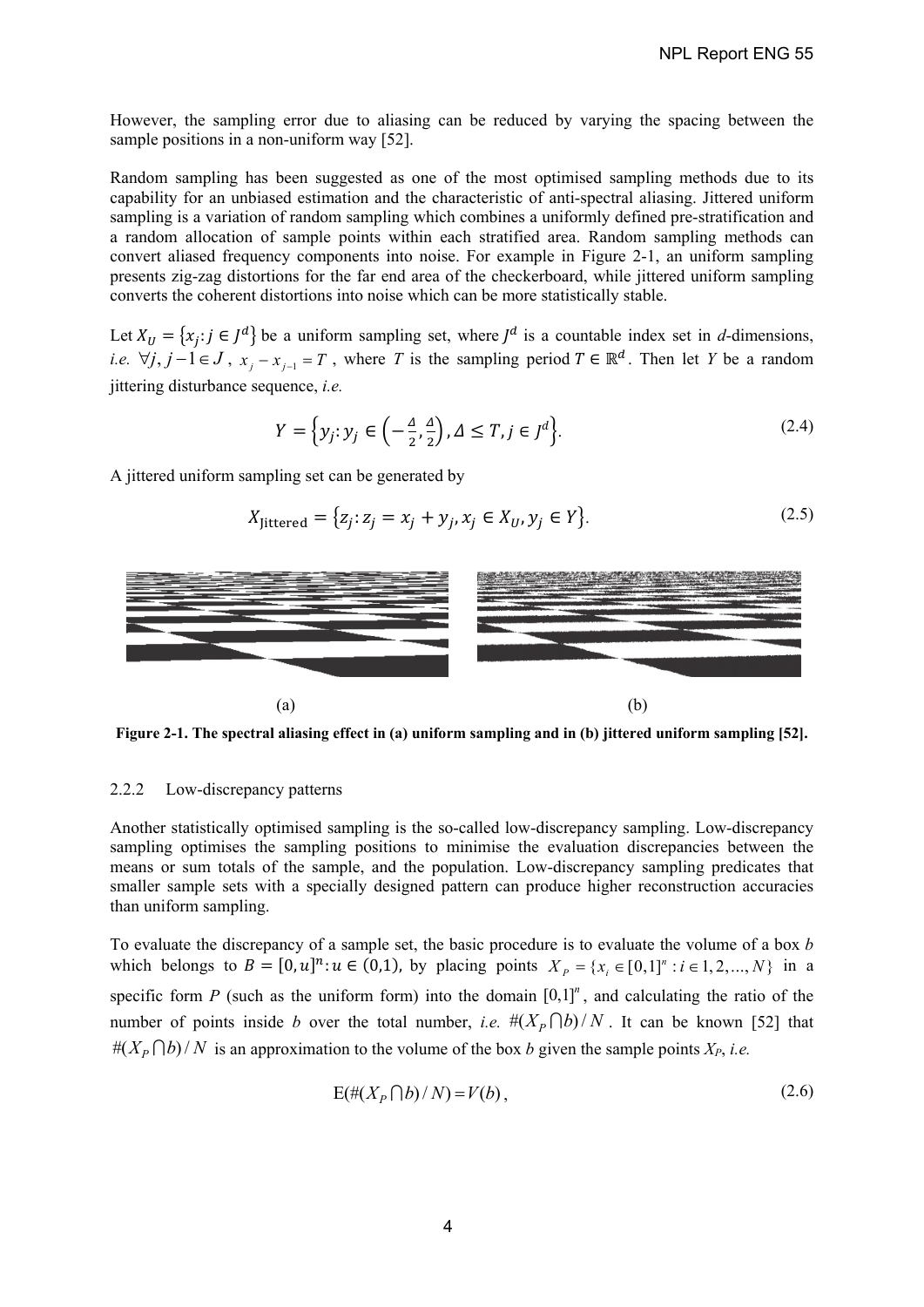However, the sampling error due to aliasing can be reduced by varying the spacing between the sample positions in a non-uniform way [52].

Random sampling has been suggested as one of the most optimised sampling methods due to its capability for an unbiased estimation and the characteristic of anti-spectral aliasing. Jittered uniform sampling is a variation of random sampling which combines a uniformly defined pre-stratification and a random allocation of sample points within each stratified area. Random sampling methods can convert aliased frequency components into noise. For example in Figure 2-1, an uniform sampling presents zig-zag distortions for the far end area of the checkerboard, while jittered uniform sampling converts the coherent distortions into noise which can be more statistically stable.

Let $X_U = \{x_j : j \in J^d\}$ be a uniform sampling set, where $J^d$ is a countable index set in *d*-dimensions, *i.e.* $\forall j, j-1 \in J$, $x_j - x_{j-1} = T$, where $T$ is the sampling period $T \in \mathbb{R}^d$. Then let $Y$ be a random jittering disturbance sequence, *i.e.*

$$Y = \left\{y_j : y_j \in \left(-\frac{\Delta}{2}, \frac{\Delta}{2}\right), \Delta \leq T, j \in J^d\right\}. \tag{2.4}$$

A jittered uniform sampling set can be generated by

$$X_{\text{Jittered}} = \{z_j : z_j = x_j + y_j, x_j \in X_U, y_j \in Y\}. \tag{2.5}$$

(a) (b)

**Figure 2-1. The spectral aliasing effect in (a) uniform sampling and in (b) jittered uniform sampling [52].**

### 2.2.2 Low-discrepancy patterns

Another statistically optimised sampling is the so-called low-discrepancy sampling. Low-discrepancy sampling optimises the sampling positions to minimise the evaluation discrepancies between the means or sum totals of the sample, and the population. Low-discrepancy sampling predicates that smaller sample sets with a specially designed pattern can produce higher reconstruction accuracies than uniform sampling.

To evaluate the discrepancy of a sample set, the basic procedure is to evaluate the volume of a box $b$ which belongs to $B = [0, u]^n : u \in (0,1)$, by placing points $X_P = \{x_i \in [0,1]^n : i \in 1, 2, ..., N\}$ in a specific form $P$ (such as the uniform form) into the domain $[0,1]^n$, and calculating the ratio of the number of points inside $b$ over the total number, *i.e.* $\#(X_P \cap b)/N$. It can be known [52] that $\#(X_P \cap b)/N$ is an approximation to the volume of the box $b$ given the sample points $X_P$, *i.e.*

$$\mathrm{E}(\#(X_P \cap b)/N) = V(b), \tag{2.6}$$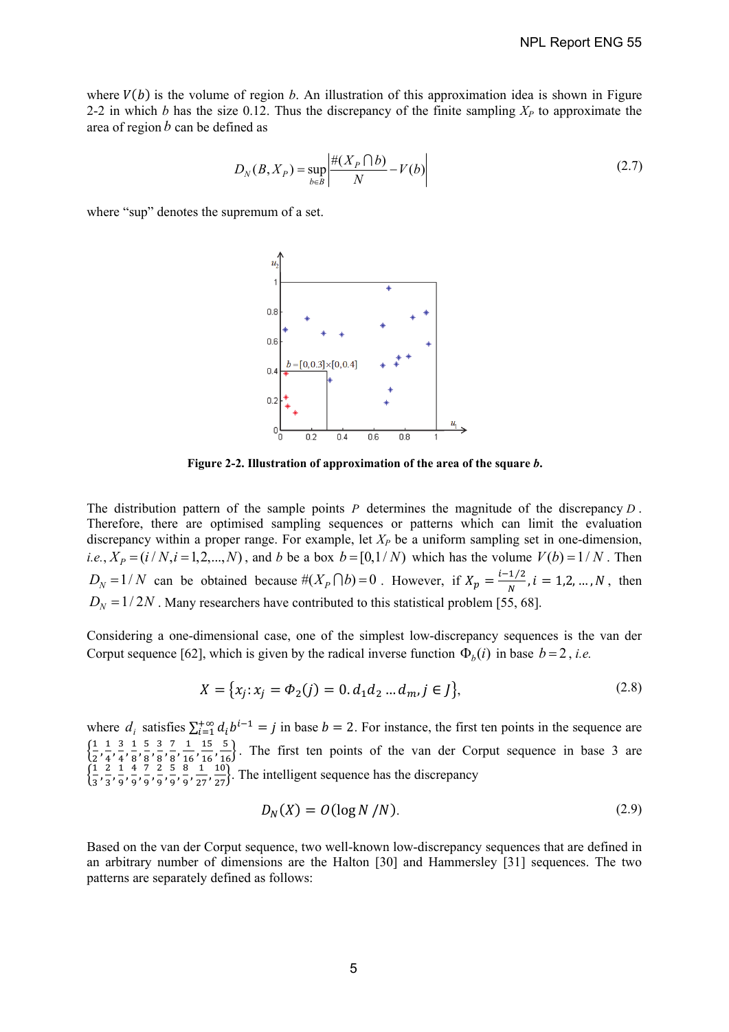where $V(b)$ is the volume of region $b$. An illustration of this approximation idea is shown in Figure 2-2 in which $b$ has the size 0.12. Thus the discrepancy of the finite sampling $X_P$ to approximate the area of region $b$ can be defined as

$$D_N(B, X_P) = \sup_{b \in B} \left| \frac{\#(X_P \cap b)}{N} - V(b) \right| \tag{2.7}$$

where "sup" denotes the supremum of a set.

**Figure 2-2. Illustration of approximation of the area of the square *b*.**

The distribution pattern of the sample points $P$ determines the magnitude of the discrepancy $D$. Therefore, there are optimised sampling sequences or patterns which can limit the evaluation discrepancy within a proper range. For example, let $X_P$ be a uniform sampling set in one-dimension, *i.e.*, $X_P = (i/N, i = 1,2,...,N)$, and $b$ be a box $b = [0, 1/N)$ which has the volume $V(b) = 1/N$. Then $D_N = 1/N$ can be obtained because $\#(X_P \cap b) = 0$. However, if $X_p = \frac{i-1/2}{N}, i = 1,2,\ldots,N$, then $D_N = 1/2N$. Many researchers have contributed to this statistical problem [55, 68].

Considering a one-dimensional case, one of the simplest low-discrepancy sequences is the van der Corput sequence [62], which is given by the radical inverse function $\Phi_b(i)$ in base $b = 2$, *i.e.*

$$X = \{x_j : x_j = \Phi_2(j) = 0.d_1 d_2 \ldots d_m, j \in J\}, \tag{2.8}$$

where $d_i$ satisfies $\sum_{i=1}^{+\infty} d_i b^{i-1} = j$ in base $b = 2$. For instance, the first ten points in the sequence are $\left\{\frac{1}{2}, \frac{1}{4}, \frac{3}{4}, \frac{1}{8}, \frac{5}{8}, \frac{3}{8}, \frac{7}{8}, \frac{1}{16}, \frac{15}{16}, \frac{5}{16}\right\}$. The first ten points of the van der Corput sequence in base 3 are $\left\{\frac{1}{3}, \frac{2}{3}, \frac{1}{9}, \frac{4}{9}, \frac{7}{9}, \frac{2}{9}, \frac{5}{9}, \frac{8}{9}, \frac{1}{27}, \frac{10}{27}\right\}$. The intelligent sequence has the discrepancy

$$D_N(X) = O(\log N / N). \tag{2.9}$$

Based on the van der Corput sequence, two well-known low-discrepancy sequences that are defined in an arbitrary number of dimensions are the Halton [30] and Hammersley [31] sequences. The two patterns are separately defined as follows: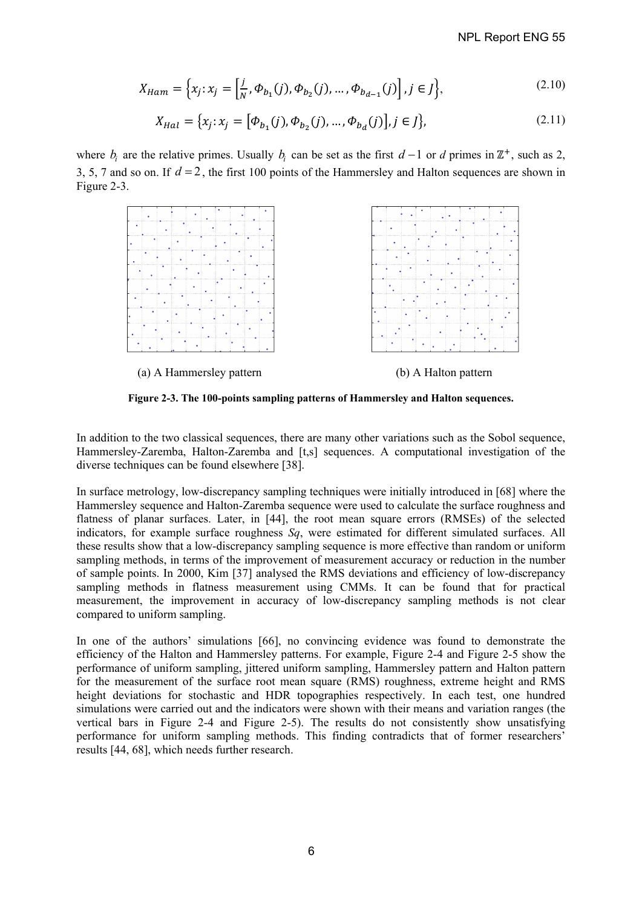$$X_{Ham} = \left\{x_j : x_j = \left[\frac{j}{N}, \Phi_{b_1}(j), \Phi_{b_2}(j), \ldots, \Phi_{b_{d-1}}(j)\right], j \in J\right\}, \tag{2.10}$$

$$X_{Hal} = \left\{x_j : x_j = \left[\Phi_{b_1}(j), \Phi_{b_2}(j), \ldots, \Phi_{b_d}(j)\right], j \in J\right\}, \tag{2.11}$$

where $b_i$ are the relative primes. Usually $b_i$ can be set as the first $d-1$ or $d$ primes in $\mathbb{Z}^+$, such as 2, 3, 5, 7 and so on. If $d = 2$, the first 100 points of the Hammersley and Halton sequences are shown in Figure 2-3.

(a) A Hammersley pattern

(b) A Halton pattern

**Figure 2-3. The 100-points sampling patterns of Hammersley and Halton sequences.**

In addition to the two classical sequences, there are many other variations such as the Sobol sequence, Hammersley-Zaremba, Halton-Zaremba and [t,s] sequences. A computational investigation of the diverse techniques can be found elsewhere [38].

In surface metrology, low-discrepancy sampling techniques were initially introduced in [68] where the Hammersley sequence and Halton-Zaremba sequence were used to calculate the surface roughness and flatness of planar surfaces. Later, in [44], the root mean square errors (RMSEs) of the selected indicators, for example surface roughness *Sq*, were estimated for different simulated surfaces. All these results show that a low-discrepancy sampling sequence is more effective than random or uniform sampling methods, in terms of the improvement of measurement accuracy or reduction in the number of sample points. In 2000, Kim [37] analysed the RMS deviations and efficiency of low-discrepancy sampling methods in flatness measurement using CMMs. It can be found that for practical measurement, the improvement in accuracy of low-discrepancy sampling methods is not clear compared to uniform sampling.

In one of the authors' simulations [66], no convincing evidence was found to demonstrate the efficiency of the Halton and Hammersley patterns. For example, Figure 2-4 and Figure 2-5 show the performance of uniform sampling, jittered uniform sampling, Hammersley pattern and Halton pattern for the measurement of the surface root mean square (RMS) roughness, extreme height and RMS height deviations for stochastic and HDR topographies respectively. In each test, one hundred simulations were carried out and the indicators were shown with their means and variation ranges (the vertical bars in Figure 2-4 and Figure 2-5). The results do not consistently show unsatisfying performance for uniform sampling methods. This finding contradicts that of former researchers' results [44, 68], which needs further research.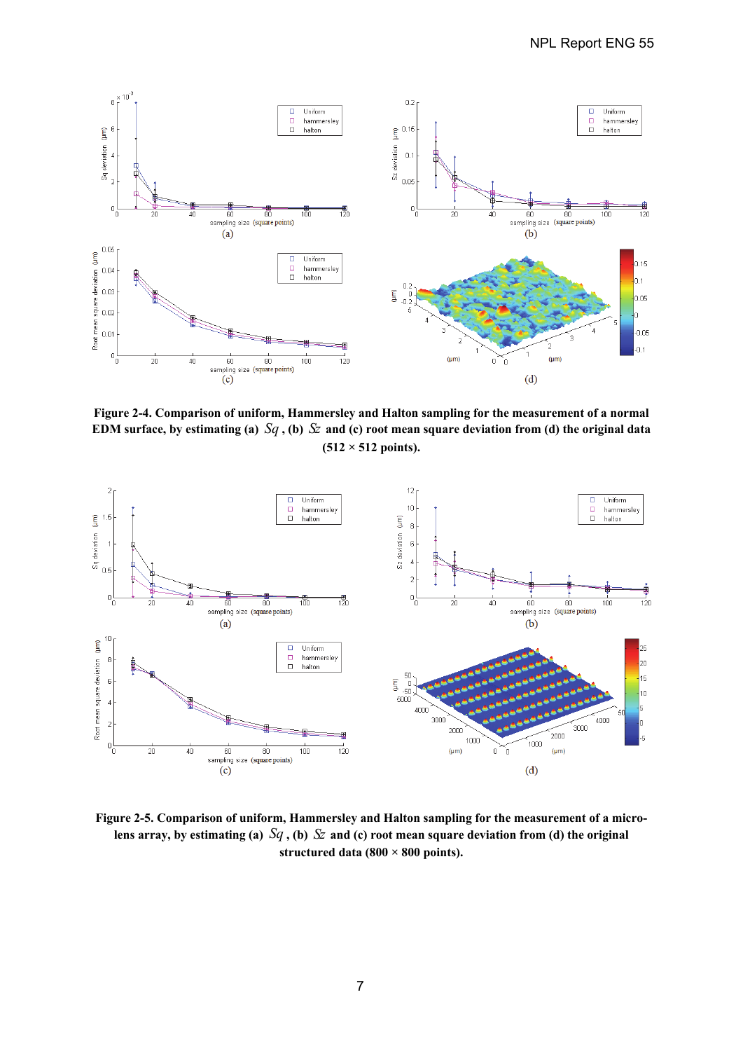**Figure 2-4. Comparison of uniform, Hammersley and Halton sampling for the measurement of a normal EDM surface, by estimating (a) $Sq$, (b) $Sz$ and (c) root mean square deviation from (d) the original data (512 × 512 points).**

**Figure 2-5. Comparison of uniform, Hammersley and Halton sampling for the measurement of a micro-lens array, by estimating (a) $Sq$, (b) $Sz$ and (c) root mean square deviation from (d) the original structured data (800 × 800 points).**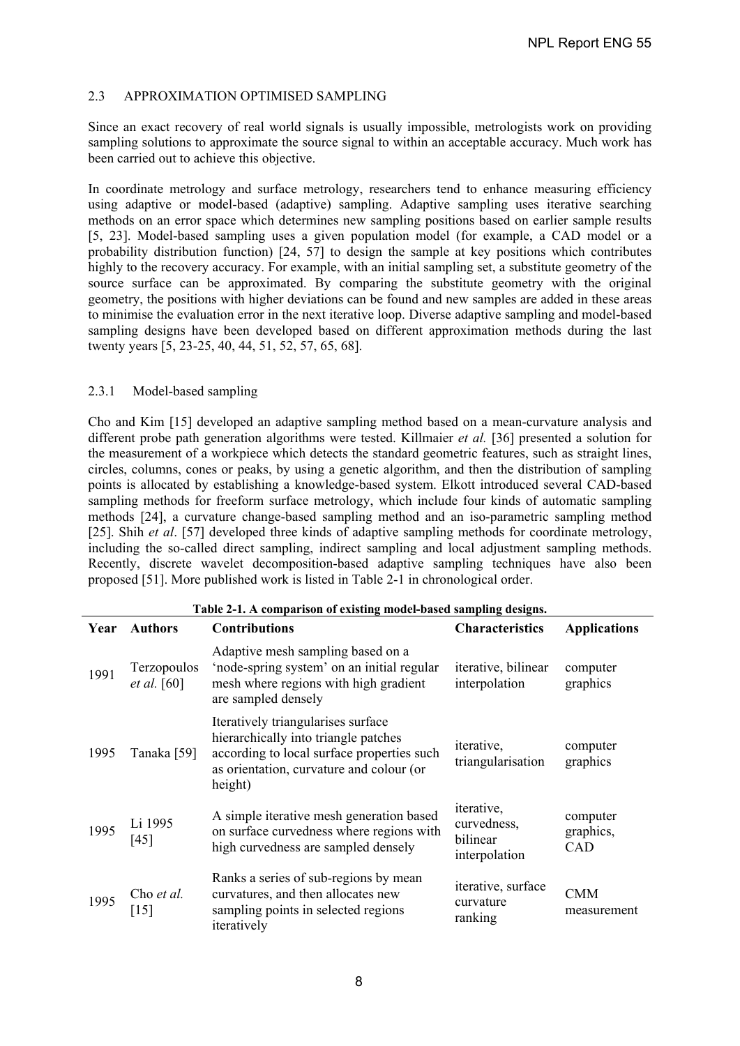## 2.3 APPROXIMATION OPTIMISED SAMPLING

Since an exact recovery of real world signals is usually impossible, metrologists work on providing sampling solutions to approximate the source signal to within an acceptable accuracy. Much work has been carried out to achieve this objective.

In coordinate metrology and surface metrology, researchers tend to enhance measuring efficiency using adaptive or model-based (adaptive) sampling. Adaptive sampling uses iterative searching methods on an error space which determines new sampling positions based on earlier sample results [5, 23]. Model-based sampling uses a given population model (for example, a CAD model or a probability distribution function) [24, 57] to design the sample at key positions which contributes highly to the recovery accuracy. For example, with an initial sampling set, a substitute geometry of the source surface can be approximated. By comparing the substitute geometry with the original geometry, the positions with higher deviations can be found and new samples are added in these areas to minimise the evaluation error in the next iterative loop. Diverse adaptive sampling and model-based sampling designs have been developed based on different approximation methods during the last twenty years [5, 23-25, 40, 44, 51, 52, 57, 65, 68].

### 2.3.1 Model-based sampling

Cho and Kim [15] developed an adaptive sampling method based on a mean-curvature analysis and different probe path generation algorithms were tested. Killmaier *et al.* [36] presented a solution for the measurement of a workpiece which detects the standard geometric features, such as straight lines, circles, columns, cones or peaks, by using a genetic algorithm, and then the distribution of sampling points is allocated by establishing a knowledge-based system. Elkott introduced several CAD-based sampling methods for freeform surface metrology, which include four kinds of automatic sampling methods [24], a curvature change-based sampling method and an iso-parametric sampling method [25]. Shih *et al*. [57] developed three kinds of adaptive sampling methods for coordinate metrology, including the so-called direct sampling, indirect sampling and local adjustment sampling methods. Recently, discrete wavelet decomposition-based adaptive sampling techniques have also been proposed [51]. More published work is listed in Table 2-1 in chronological order.

**Table 2-1. A comparison of existing model-based sampling designs.**

| Year | Authors | Contributions | Characteristics | Applications |
|---|---|---|---|---|
| 1991 | Terzopoulos *et al.* [60] | Adaptive mesh sampling based on a 'node-spring system' on an initial regular mesh where regions with high gradient are sampled densely | iterative, bilinear interpolation | computer graphics |
| 1995 | Tanaka [59] | Iteratively triangularises surface hierarchically into triangle patches according to local surface properties such as orientation, curvature and colour (or height) | iterative, triangularisation | computer graphics |
| 1995 | Li 1995 [45] | A simple iterative mesh generation based on surface curvedness where regions with high curvedness are sampled densely | iterative, curvedness, bilinear interpolation | computer graphics, CAD |
| 1995 | Cho *et al.* [15] | Ranks a series of sub-regions by mean curvatures, and then allocates new sampling points in selected regions iteratively | iterative, surface curvature ranking | CMM measurement |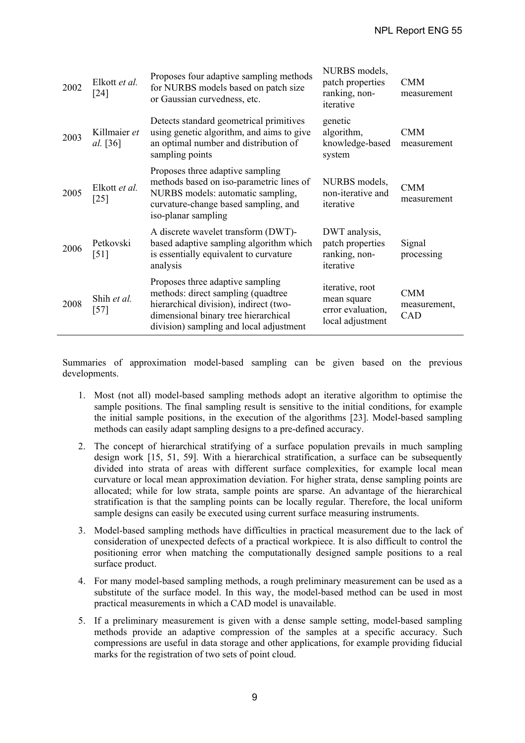| | | | | |
|---|---|---|---|---|
| 2002 | Elkott *et al.* [24] | Proposes four adaptive sampling methods for NURBS models based on patch size or Gaussian curvedness, etc. | NURBS models, patch properties ranking, non-iterative | CMM measurement |
| 2003 | Killmaier *et al.* [36] | Detects standard geometrical primitives using genetic algorithm, and aims to give an optimal number and distribution of sampling points | genetic algorithm, knowledge-based system | CMM measurement |
| 2005 | Elkott *et al.* [25] | Proposes three adaptive sampling methods based on iso-parametric lines of NURBS models: automatic sampling, curvature-change based sampling, and iso-planar sampling | NURBS models, non-iterative and iterative | CMM measurement |
| 2006 | Petkovski [51] | A discrete wavelet transform (DWT)-based adaptive sampling algorithm which is essentially equivalent to curvature analysis | DWT analysis, patch properties ranking, non-iterative | Signal processing |
| 2008 | Shih *et al.* [57] | Proposes three adaptive sampling methods: direct sampling (quadtree hierarchical division), indirect (two-dimensional binary tree hierarchical division) sampling and local adjustment | iterative, root mean square error evaluation, local adjustment | CMM measurement, CAD |

Summaries of approximation model-based sampling can be given based on the previous developments.

1. Most (not all) model-based sampling methods adopt an iterative algorithm to optimise the sample positions. The final sampling result is sensitive to the initial conditions, for example the initial sample positions, in the execution of the algorithms [23]. Model-based sampling methods can easily adapt sampling designs to a pre-defined accuracy.

2. The concept of hierarchical stratifying of a surface population prevails in much sampling design work [15, 51, 59]. With a hierarchical stratification, a surface can be subsequently divided into strata of areas with different surface complexities, for example local mean curvature or local mean approximation deviation. For higher strata, dense sampling points are allocated; while for low strata, sample points are sparse. An advantage of the hierarchical stratification is that the sampling points can be locally regular. Therefore, the local uniform sample designs can easily be executed using current surface measuring instruments.

3. Model-based sampling methods have difficulties in practical measurement due to the lack of consideration of unexpected defects of a practical workpiece. It is also difficult to control the positioning error when matching the computationally designed sample positions to a real surface product.

4. For many model-based sampling methods, a rough preliminary measurement can be used as a substitute of the surface model. In this way, the model-based method can be used in most practical measurements in which a CAD model is unavailable.

5. If a preliminary measurement is given with a dense sample setting, model-based sampling methods provide an adaptive compression of the samples at a specific accuracy. Such compressions are useful in data storage and other applications, for example providing fiducial marks for the registration of two sets of point cloud.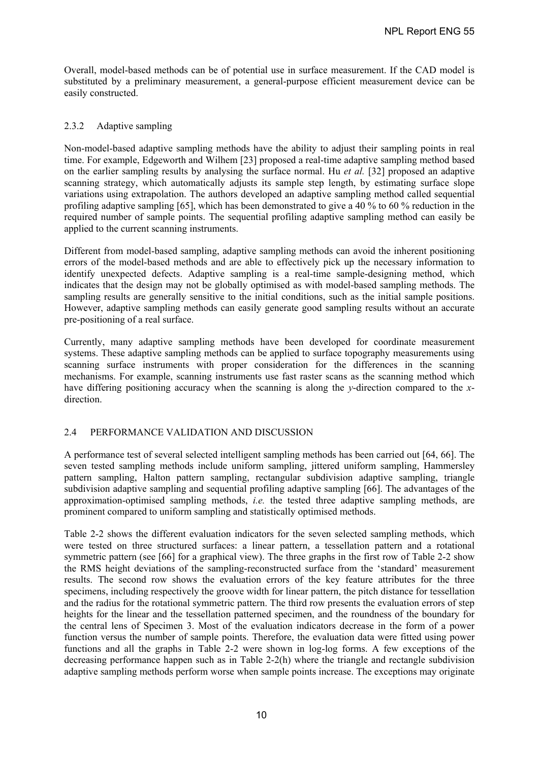Overall, model-based methods can be of potential use in surface measurement. If the CAD model is substituted by a preliminary measurement, a general-purpose efficient measurement device can be easily constructed.

### 2.3.2 Adaptive sampling

Non-model-based adaptive sampling methods have the ability to adjust their sampling points in real time. For example, Edgeworth and Wilhem [23] proposed a real-time adaptive sampling method based on the earlier sampling results by analysing the surface normal. Hu *et al.* [32] proposed an adaptive scanning strategy, which automatically adjusts its sample step length, by estimating surface slope variations using extrapolation. The authors developed an adaptive sampling method called sequential profiling adaptive sampling [65], which has been demonstrated to give a 40 % to 60 % reduction in the required number of sample points. The sequential profiling adaptive sampling method can easily be applied to the current scanning instruments.

Different from model-based sampling, adaptive sampling methods can avoid the inherent positioning errors of the model-based methods and are able to effectively pick up the necessary information to identify unexpected defects. Adaptive sampling is a real-time sample-designing method, which indicates that the design may not be globally optimised as with model-based sampling methods. The sampling results are generally sensitive to the initial conditions, such as the initial sample positions. However, adaptive sampling methods can easily generate good sampling results without an accurate pre-positioning of a real surface.

Currently, many adaptive sampling methods have been developed for coordinate measurement systems. These adaptive sampling methods can be applied to surface topography measurements using scanning surface instruments with proper consideration for the differences in the scanning mechanisms. For example, scanning instruments use fast raster scans as the scanning method which have differing positioning accuracy when the scanning is along the *y*-direction compared to the *x*-direction.

## 2.4 PERFORMANCE VALIDATION AND DISCUSSION

A performance test of several selected intelligent sampling methods has been carried out [64, 66]. The seven tested sampling methods include uniform sampling, jittered uniform sampling, Hammersley pattern sampling, Halton pattern sampling, rectangular subdivision adaptive sampling, triangle subdivision adaptive sampling and sequential profiling adaptive sampling [66]. The advantages of the approximation-optimised sampling methods, *i.e.* the tested three adaptive sampling methods, are prominent compared to uniform sampling and statistically optimised methods.

Table 2-2 shows the different evaluation indicators for the seven selected sampling methods, which were tested on three structured surfaces: a linear pattern, a tessellation pattern and a rotational symmetric pattern (see [66] for a graphical view). The three graphs in the first row of Table 2-2 show the RMS height deviations of the sampling-reconstructed surface from the 'standard' measurement results. The second row shows the evaluation errors of the key feature attributes for the three specimens, including respectively the groove width for linear pattern, the pitch distance for tessellation and the radius for the rotational symmetric pattern. The third row presents the evaluation errors of step heights for the linear and the tessellation patterned specimen, and the roundness of the boundary for the central lens of Specimen 3. Most of the evaluation indicators decrease in the form of a power function versus the number of sample points. Therefore, the evaluation data were fitted using power functions and all the graphs in Table 2-2 were shown in log-log forms. A few exceptions of the decreasing performance happen such as in Table 2-2(h) where the triangle and rectangle subdivision adaptive sampling methods perform worse when sample points increase. The exceptions may originate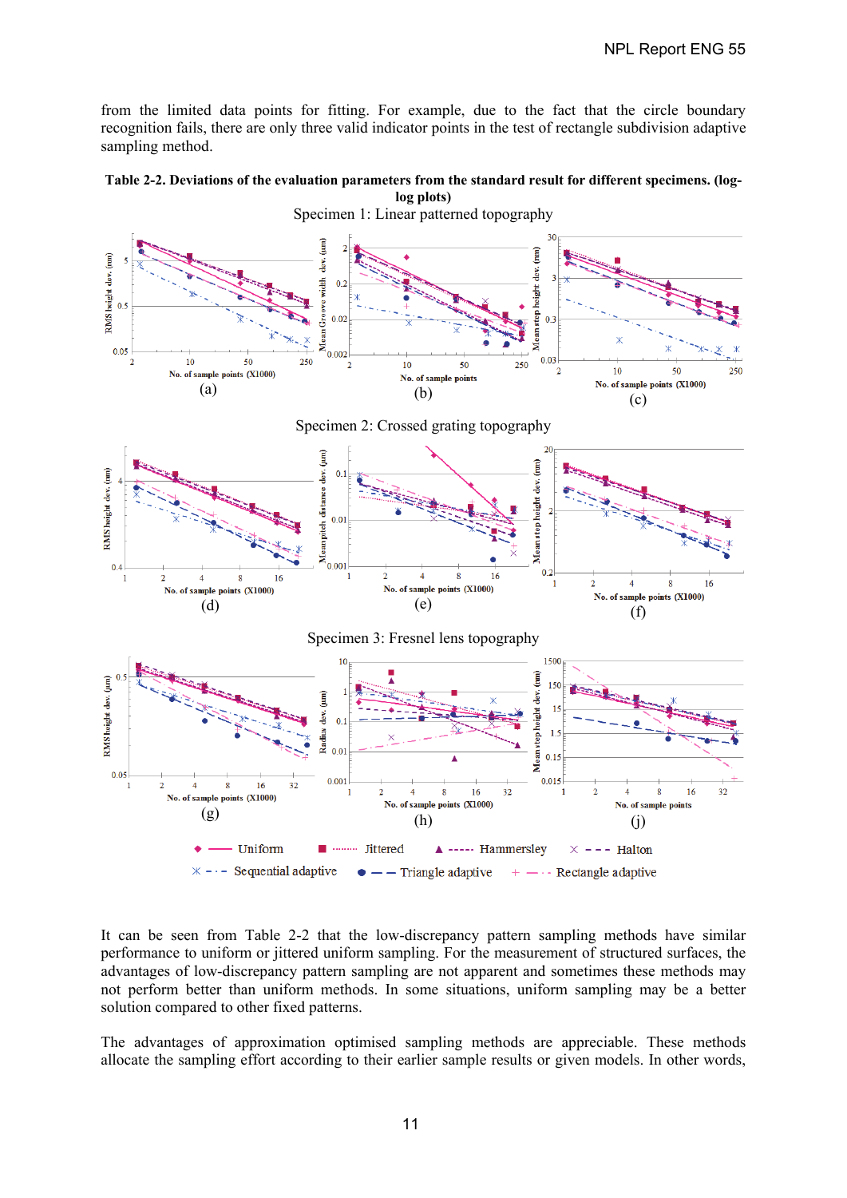from the limited data points for fitting. For example, due to the fact that the circle boundary recognition fails, there are only three valid indicator points in the test of rectangle subdivision adaptive sampling method.

**Table 2-2. Deviations of the evaluation parameters from the standard result for different specimens. (log-log plots)**

Specimen 1: Linear patterned topography

(a) (b) (c)

Specimen 2: Crossed grating topography

(d) (e) (f)

Specimen 3: Fresnel lens topography

(g) (h) (j)

Uniform, Jittered, Hammersley, Halton, Sequential adaptive, Triangle adaptive, Rectangle adaptive

It can be seen from Table 2-2 that the low-discrepancy pattern sampling methods have similar performance to uniform or jittered uniform sampling. For the measurement of structured surfaces, the advantages of low-discrepancy pattern sampling are not apparent and sometimes these methods may not perform better than uniform methods. In some situations, uniform sampling may be a better solution compared to other fixed patterns.

The advantages of approximation optimised sampling methods are appreciable. These methods allocate the sampling effort according to their earlier sample results or given models. In other words,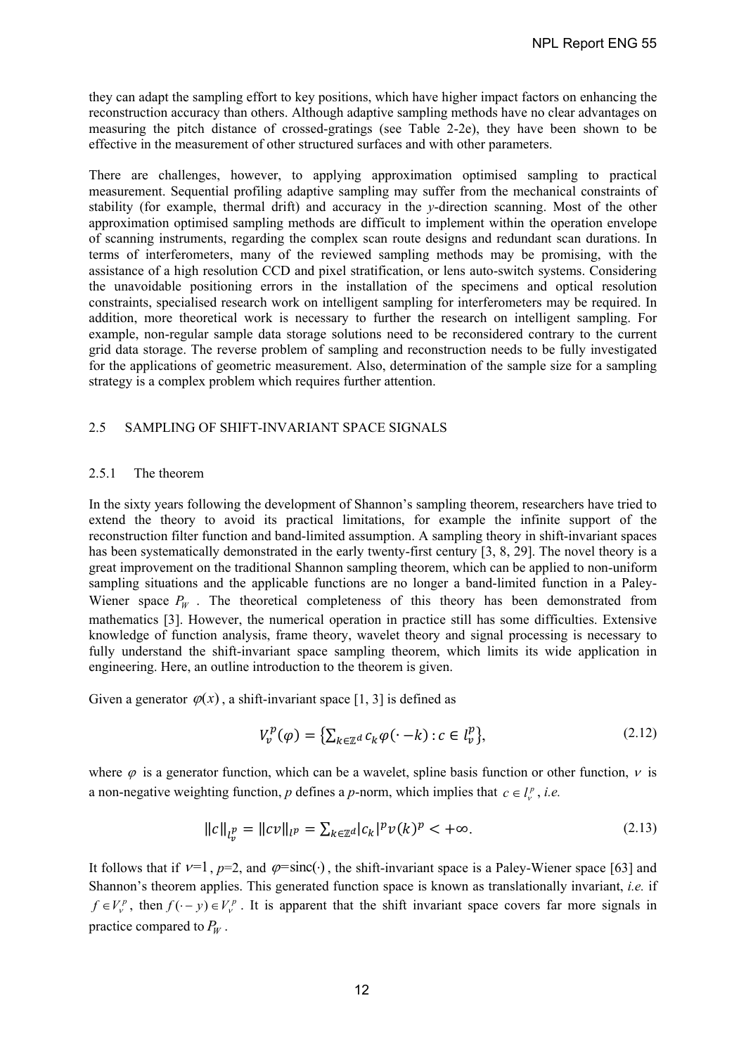they can adapt the sampling effort to key positions, which have higher impact factors on enhancing the reconstruction accuracy than others. Although adaptive sampling methods have no clear advantages on measuring the pitch distance of crossed-gratings (see Table 2-2e), they have been shown to be effective in the measurement of other structured surfaces and with other parameters.

There are challenges, however, to applying approximation optimised sampling to practical measurement. Sequential profiling adaptive sampling may suffer from the mechanical constraints of stability (for example, thermal drift) and accuracy in the *y*-direction scanning. Most of the other approximation optimised sampling methods are difficult to implement within the operation envelope of scanning instruments, regarding the complex scan route designs and redundant scan durations. In terms of interferometers, many of the reviewed sampling methods may be promising, with the assistance of a high resolution CCD and pixel stratification, or lens auto-switch systems. Considering the unavoidable positioning errors in the installation of the specimens and optical resolution constraints, specialised research work on intelligent sampling for interferometers may be required. In addition, more theoretical work is necessary to further the research on intelligent sampling. For example, non-regular sample data storage solutions need to be reconsidered contrary to the current grid data storage. The reverse problem of sampling and reconstruction needs to be fully investigated for the applications of geometric measurement. Also, determination of the sample size for a sampling strategy is a complex problem which requires further attention.

## 2.5 SAMPLING OF SHIFT-INVARIANT SPACE SIGNALS

### 2.5.1 The theorem

In the sixty years following the development of Shannon's sampling theorem, researchers have tried to extend the theory to avoid its practical limitations, for example the infinite support of the reconstruction filter function and band-limited assumption. A sampling theory in shift-invariant spaces has been systematically demonstrated in the early twenty-first century [3, 8, 29]. The novel theory is a great improvement on the traditional Shannon sampling theorem, which can be applied to non-uniform sampling situations and the applicable functions are no longer a band-limited function in a Paley-Wiener space $P_W$. The theoretical completeness of this theory has been demonstrated from mathematics [3]. However, the numerical operation in practice still has some difficulties. Extensive knowledge of function analysis, frame theory, wavelet theory and signal processing is necessary to fully understand the shift-invariant space sampling theorem, which limits its wide application in engineering. Here, an outline introduction to the theorem is given.

Given a generator $\varphi(x)$, a shift-invariant space [1, 3] is defined as

$$V_\nu^p(\varphi) = \left\{\sum_{k\in\mathbb{Z}^d} c_k \varphi(\cdot - k) : c \in l_\nu^p\right\}, \tag{2.12}$$

where $\varphi$ is a generator function, which can be a wavelet, spline basis function or other function, $\nu$ is a non-negative weighting function, *p* defines a *p*-norm, which implies that $c \in l_\nu^p$, *i.e.*

$$\|c\|_{l_\nu^p} = \|c\nu\|_{l^p} = \sum_{k\in\mathbb{Z}^d} |c_k|^p \nu(k)^p < +\infty. \tag{2.13}$$

It follows that if $\nu=1$, $p=2$, and $\varphi=\mathrm{sinc}(\cdot)$, the shift-invariant space is a Paley-Wiener space [63] and Shannon's theorem applies. This generated function space is known as translationally invariant, *i.e.* if $f \in V_\nu^p$, then $f(\cdot - y) \in V_\nu^p$. It is apparent that the shift invariant space covers far more signals in practice compared to $P_W$.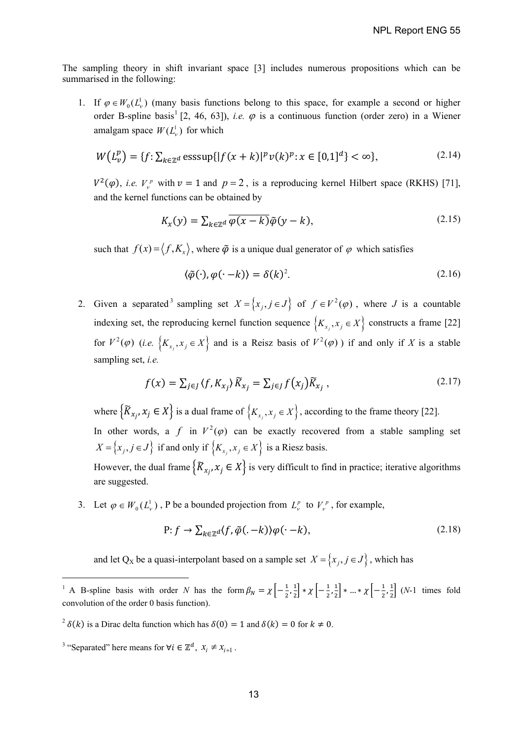The sampling theory in shift invariant space [3] includes numerous propositions which can be summarised in the following:

1. If $\varphi \in W_0(L^1_v)$ (many basis functions belong to this space, for example a second or higher order B-spline basis[1] [2, 46, 63]), *i.e.* $\varphi$ is a continuous function (order zero) in a Wiener amalgam space $W(L^1_v)$ for which

$$W\left(L^p_v\right) = \{f\colon \sum_{k\in\mathbb{Z}^d} \operatorname{esssup}\{|f(x+k)|^p v(k)^p : x \in [0,1]^d\} < \infty\}, \tag{2.14}$$

   $V^2(\varphi)$, *i.e.* $V^p_v$ with $v = 1$ and $p = 2$, is a reproducing kernel Hilbert space (RKHS) [71], and the kernel functions can be obtained by

$$K_x(y) = \sum_{k\in\mathbb{Z}^d} \overline{\varphi(x-k)}\tilde{\varphi}(y-k), \tag{2.15}$$

   such that $f(x) = \langle f, K_x \rangle$, where $\tilde{\varphi}$ is a unique dual generator of $\varphi$ which satisfies

$$\langle \tilde{\varphi}(\cdot), \varphi(\cdot - k)\rangle = \delta(k)^2. \tag{2.16}$$

2. Given a separated[3] sampling set $X = \{x_j, j \in J\}$ of $f \in V^2(\varphi)$, where $J$ is a countable indexing set, the reproducing kernel function sequence $\{K_{x_j}, x_j \in X\}$ constructs a frame [22] for $V^2(\varphi)$ (*i.e.* $\{K_{x_j}, x_j \in X\}$ and is a Reisz basis of $V^2(\varphi)$) if and only if *X* is a stable sampling set, *i.e.*

$$f(x) = \sum_{j\in J} \langle f, K_{x_j}\rangle \widetilde{K}_{x_j} = \sum_{j\in J} f(x_j)\widetilde{K}_{x_j}, \tag{2.17}$$

   where $\{\widetilde{K}_{x_j}, x_j \in X\}$ is a dual frame of $\{K_{x_j}, x_j \in X\}$, according to the frame theory [22].

   In other words, a $f$ in $V^2(\varphi)$ can be exactly recovered from a stable sampling set $X = \{x_j, j \in J\}$ if and only if $\{K_{x_j}, x_j \in X\}$ is a Riesz basis.

   However, the dual frame $\{\widetilde{K}_{x_j}, x_j \in X\}$ is very difficult to find in practice; iterative algorithms are suggested.

3. Let $\varphi \in W_0(L^1_v)$, P be a bounded projection from $L^p_v$ to $V^p_v$, for example,

$$\mathrm{P}\colon f \to \sum_{k\in\mathbb{Z}^d} \langle f, \tilde{\varphi}(.-k)\rangle \varphi(\cdot - k), \tag{2.18}$$

   and let $Q_X$ be a quasi-interpolant based on a sample set $X = \{x_j, j \in J\}$, which has

---

[1] A B-spline basis with order *N* has the form $\beta_N = \chi\left[-\frac{1}{2},\frac{1}{2}\right] * \chi\left[-\frac{1}{2},\frac{1}{2}\right] * \ldots * \chi\left[-\frac{1}{2},\frac{1}{2}\right]$ (*N*-1 times fold convolution of the order 0 basis function).

[2] $\delta(k)$ is a Dirac delta function which has $\delta(0) = 1$ and $\delta(k) = 0$ for $k \neq 0$.

[3] "Separated" here means for $\forall i \in \mathbb{Z}^d$, $x_i \neq x_{i+1}$.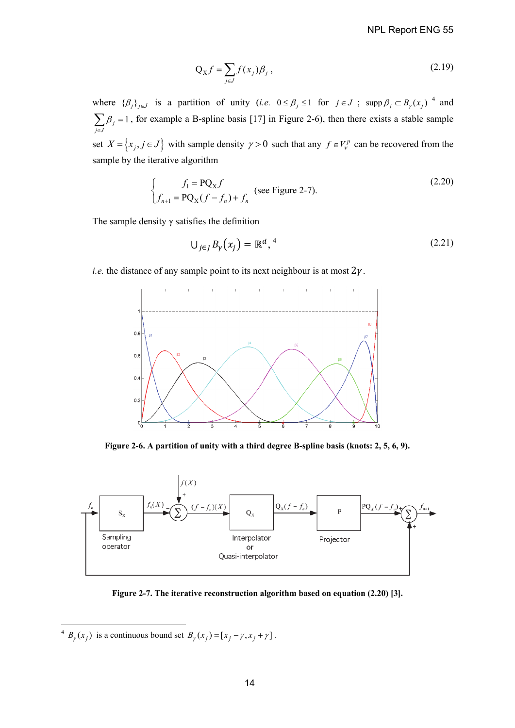$$\mathrm{Q}_{\mathrm{X}} f = \sum_{j \in J} f(x_j) \beta_j \,, \tag{2.19}$$

where $\{\beta_j\}_{j \in J}$ is a partition of unity (*i.e.* $0 \le \beta_j \le 1$ for $j \in J$ ; $\operatorname{supp} \beta_j \subset B_\gamma(x_j)$ [4] and $\sum_{j \in J} \beta_j = 1$, for example a B-spline basis [17] in Figure 2-6), then there exists a stable sample set $X = \{x_j, j \in J\}$ with sample density $\gamma > 0$ such that any $f \in V_v^p$ can be recovered from the sample by the iterative algorithm

$$\begin{cases} f_1 = \mathrm{PQ}_{\mathrm{X}} f \\ f_{n+1} = \mathrm{PQ}_{\mathrm{X}}(f - f_n) + f_n \end{cases} \quad \text{(see Figure 2-7).} \tag{2.20}$$

The sample density γ satisfies the definition

$$\cup_{j \in J} B_\gamma(x_j) = \mathbb{R}^d, \tag{2.21}$$

[4]

*i.e.* the distance of any sample point to its next neighbour is at most $2\gamma$.

**Figure 2-6. A partition of unity with a third degree B-spline basis (knots: 2, 5, 6, 9).**

**Figure 2-7. The iterative reconstruction algorithm based on equation (2.20) [3].**

---

[4] $B_\gamma(x_j)$ is a continuous bound set $B_\gamma(x_j) = [x_j - \gamma, x_j + \gamma]$.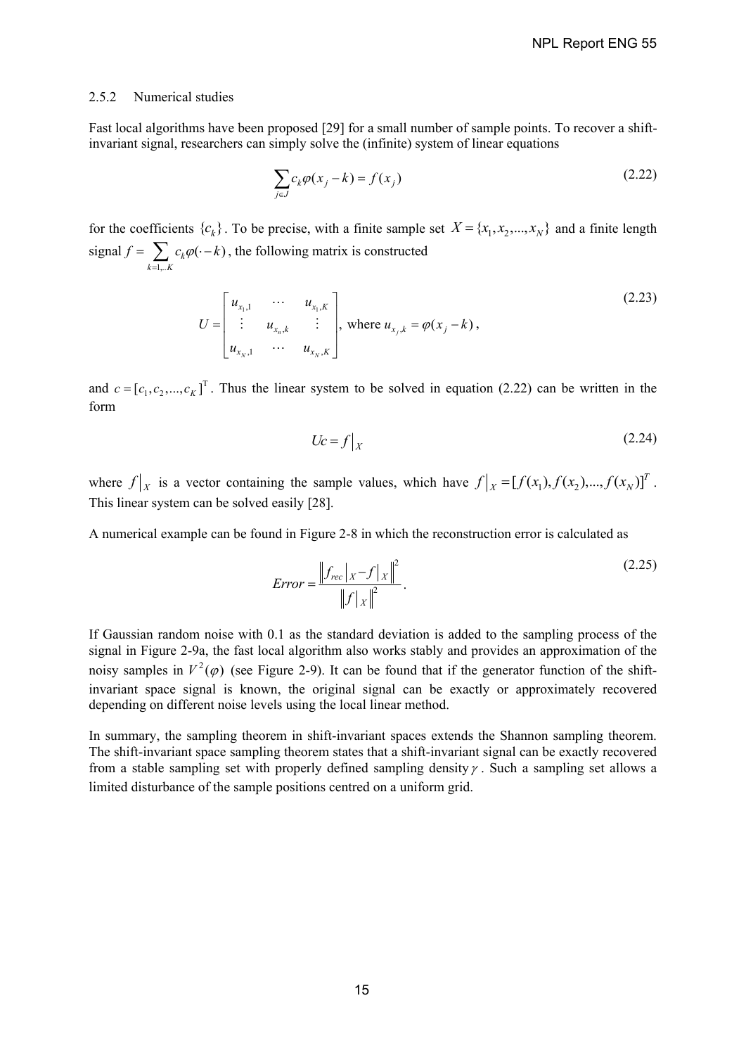### 2.5.2 Numerical studies

Fast local algorithms have been proposed [29] for a small number of sample points. To recover a shift-invariant signal, researchers can simply solve the (infinite) system of linear equations

$$\sum_{j \in J} c_k \varphi(x_j - k) = f(x_j) \tag{2.22}$$

for the coefficients $\{c_k\}$. To be precise, with a finite sample set $X = \{x_1, x_2, ..., x_N\}$ and a finite length signal $f = \sum_{k=1,..K} c_k \varphi(\cdot - k)$, the following matrix is constructed

$$U = \begin{bmatrix} u_{x_1,1} & \cdots & u_{x_1,K} \\ \vdots & u_{x_n,k} & \vdots \\ u_{x_N,1} & \cdots & u_{x_N,K} \end{bmatrix}, \text{ where } u_{x_j,k} = \varphi(x_j - k), \tag{2.23}$$

and $c = [c_1, c_2, ..., c_K]^{\mathrm{T}}$. Thus the linear system to be solved in equation (2.22) can be written in the form

$$Uc = f\big|_X \tag{2.24}$$

where $f\big|_X$ is a vector containing the sample values, which have $f\big|_X = [f(x_1), f(x_2), ..., f(x_N)]^T$. This linear system can be solved easily [28].

A numerical example can be found in Figure 2-8 in which the reconstruction error is calculated as

$$Error = \frac{\left\| f_{rec}\big|_X - f\big|_X \right\|^2}{\left\| f\big|_X \right\|^2}. \tag{2.25}$$

If Gaussian random noise with 0.1 as the standard deviation is added to the sampling process of the signal in Figure 2-9a, the fast local algorithm also works stably and provides an approximation of the noisy samples in $V^2(\varphi)$ (see Figure 2-9). It can be found that if the generator function of the shift-invariant space signal is known, the original signal can be exactly or approximately recovered depending on different noise levels using the local linear method.

In summary, the sampling theorem in shift-invariant spaces extends the Shannon sampling theorem. The shift-invariant space sampling theorem states that a shift-invariant signal can be exactly recovered from a stable sampling set with properly defined sampling density $\gamma$. Such a sampling set allows a limited disturbance of the sample positions centred on a uniform grid.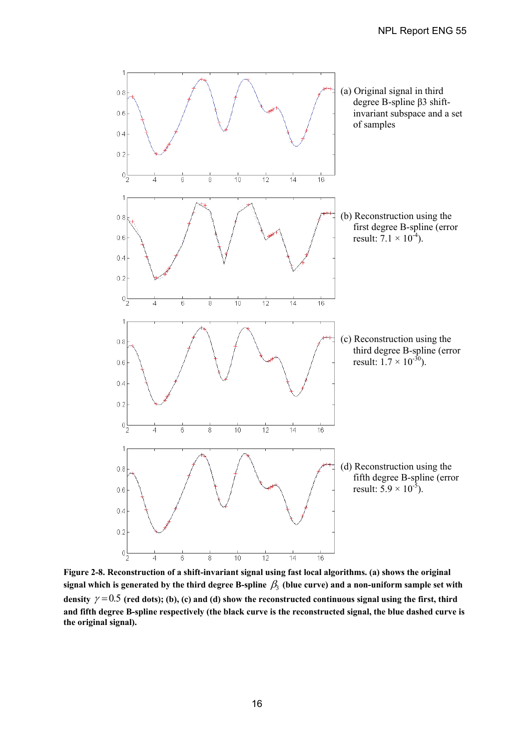(a) Original signal in third degree B-spline β3 shift-invariant subspace and a set of samples

(b) Reconstruction using the first degree B-spline (error result: $7.1 \times 10^{-4}$).

(c) Reconstruction using the third degree B-spline (error result: $1.7 \times 10^{-30}$).

(d) Reconstruction using the fifth degree B-spline (error result: $5.9 \times 10^{-5}$).

**Figure 2-8. Reconstruction of a shift-invariant signal using fast local algorithms. (a) shows the original signal which is generated by the third degree B-spline $\beta_3$ (blue curve) and a non-uniform sample set with density $\gamma = 0.5$ (red dots); (b), (c) and (d) show the reconstructed continuous signal using the first, third and fifth degree B-spline respectively (the black curve is the reconstructed signal, the blue dashed curve is the original signal).**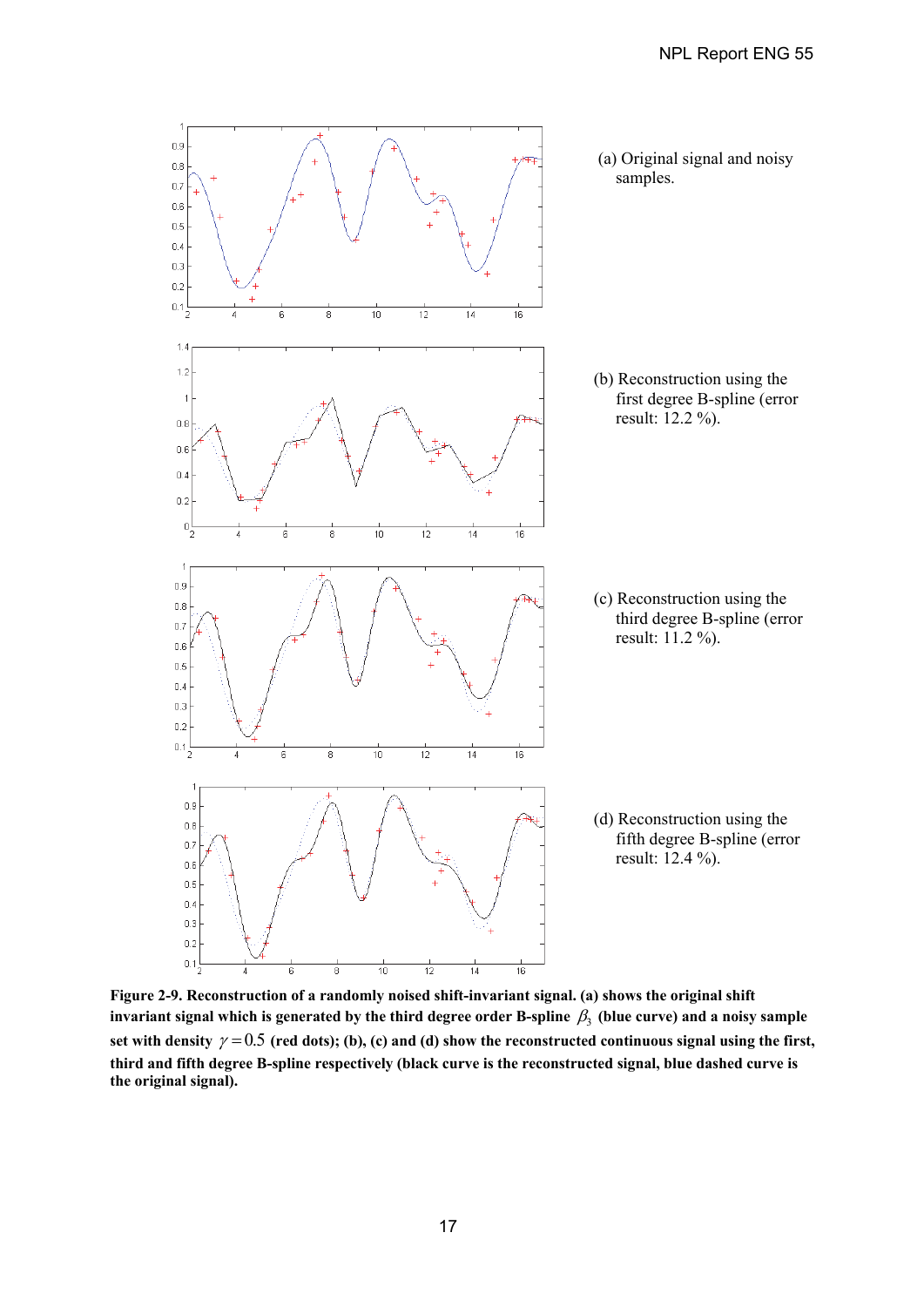(a) Original signal and noisy samples.

(b) Reconstruction using the first degree B-spline (error result: 12.2 %).

(c) Reconstruction using the third degree B-spline (error result: 11.2 %).

(d) Reconstruction using the fifth degree B-spline (error result: 12.4 %).

**Figure 2-9. Reconstruction of a randomly noised shift-invariant signal. (a) shows the original shift invariant signal which is generated by the third degree order B-spline $\beta_3$ (blue curve) and a noisy sample set with density $\gamma = 0.5$ (red dots); (b), (c) and (d) show the reconstructed continuous signal using the first, third and fifth degree B-spline respectively (black curve is the reconstructed signal, blue dashed curve is the original signal).**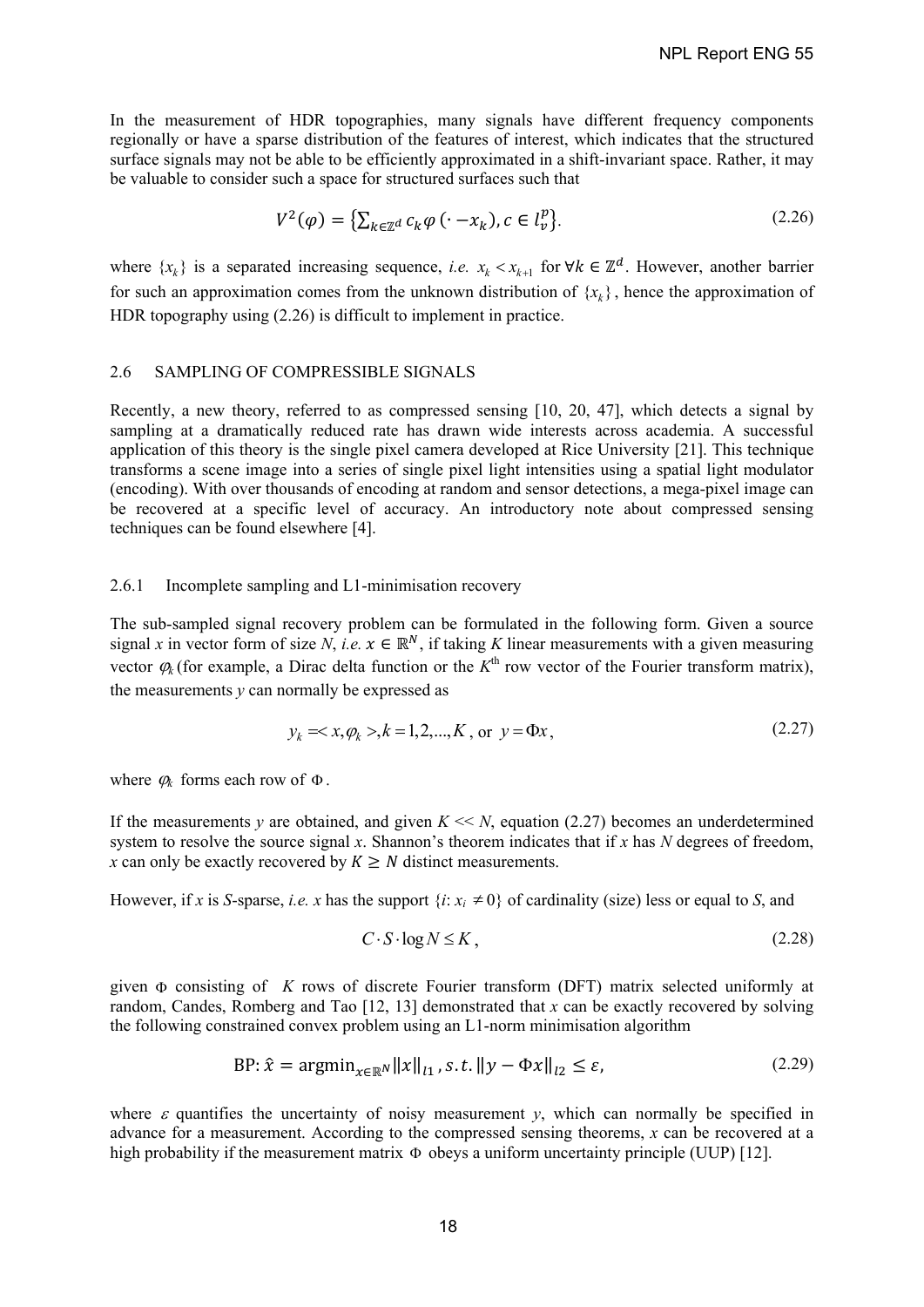In the measurement of HDR topographies, many signals have different frequency components regionally or have a sparse distribution of the features of interest, which indicates that the structured surface signals may not be able to be efficiently approximated in a shift-invariant space. Rather, it may be valuable to consider such a space for structured surfaces such that

$$V^2(\varphi) = \{\sum_{k \in \mathbb{Z}^d} c_k \varphi(\cdot - x_k), c \in l_v^p\}. \tag{2.26}$$

where $\{x_k\}$ is a separated increasing sequence, *i.e.* $x_k < x_{k+1}$ for $\forall k \in \mathbb{Z}^d$. However, another barrier for such an approximation comes from the unknown distribution of $\{x_k\}$, hence the approximation of HDR topography using (2.26) is difficult to implement in practice.

## 2.6 SAMPLING OF COMPRESSIBLE SIGNALS

Recently, a new theory, referred to as compressed sensing [10, 20, 47], which detects a signal by sampling at a dramatically reduced rate has drawn wide interests across academia. A successful application of this theory is the single pixel camera developed at Rice University [21]. This technique transforms a scene image into a series of single pixel light intensities using a spatial light modulator (encoding). With over thousands of encoding at random and sensor detections, a mega-pixel image can be recovered at a specific level of accuracy. An introductory note about compressed sensing techniques can be found elsewhere [4].

### 2.6.1 Incomplete sampling and L1-minimisation recovery

The sub-sampled signal recovery problem can be formulated in the following form. Given a source signal *x* in vector form of size *N*, *i.e.* $x \in \mathbb{R}^N$, if taking *K* linear measurements with a given measuring vector $\varphi_k$ (for example, a Dirac delta function or the $K^{\text{th}}$ row vector of the Fourier transform matrix), the measurements *y* can normally be expressed as

$$y_k = \langle x, \varphi_k \rangle, k = 1, 2, ..., K, \text{ or } y = \Phi x, \tag{2.27}$$

where $\varphi_k$ forms each row of $\Phi$.

If the measurements *y* are obtained, and given $K \ll N$, equation (2.27) becomes an underdetermined system to resolve the source signal *x*. Shannon's theorem indicates that if *x* has *N* degrees of freedom, *x* can only be exactly recovered by $K \geq N$ distinct measurements.

However, if *x* is *S*-sparse, *i.e.* *x* has the support $\{i: x_i \neq 0\}$ of cardinality (size) less or equal to *S*, and

$$C \cdot S \cdot \log N \leq K, \tag{2.28}$$

given $\Phi$ consisting of *K* rows of discrete Fourier transform (DFT) matrix selected uniformly at random, Candes, Romberg and Tao [12, 13] demonstrated that *x* can be exactly recovered by solving the following constrained convex problem using an L1-norm minimisation algorithm

$$\text{BP: } \hat{x} = \text{argmin}_{x \in \mathbb{R}^N} \|x\|_{l1}, s.t. \|y - \Phi x\|_{l2} \leq \varepsilon, \tag{2.29}$$

where $\varepsilon$ quantifies the uncertainty of noisy measurement *y*, which can normally be specified in advance for a measurement. According to the compressed sensing theorems, *x* can be recovered at a high probability if the measurement matrix $\Phi$ obeys a uniform uncertainty principle (UUP) [12].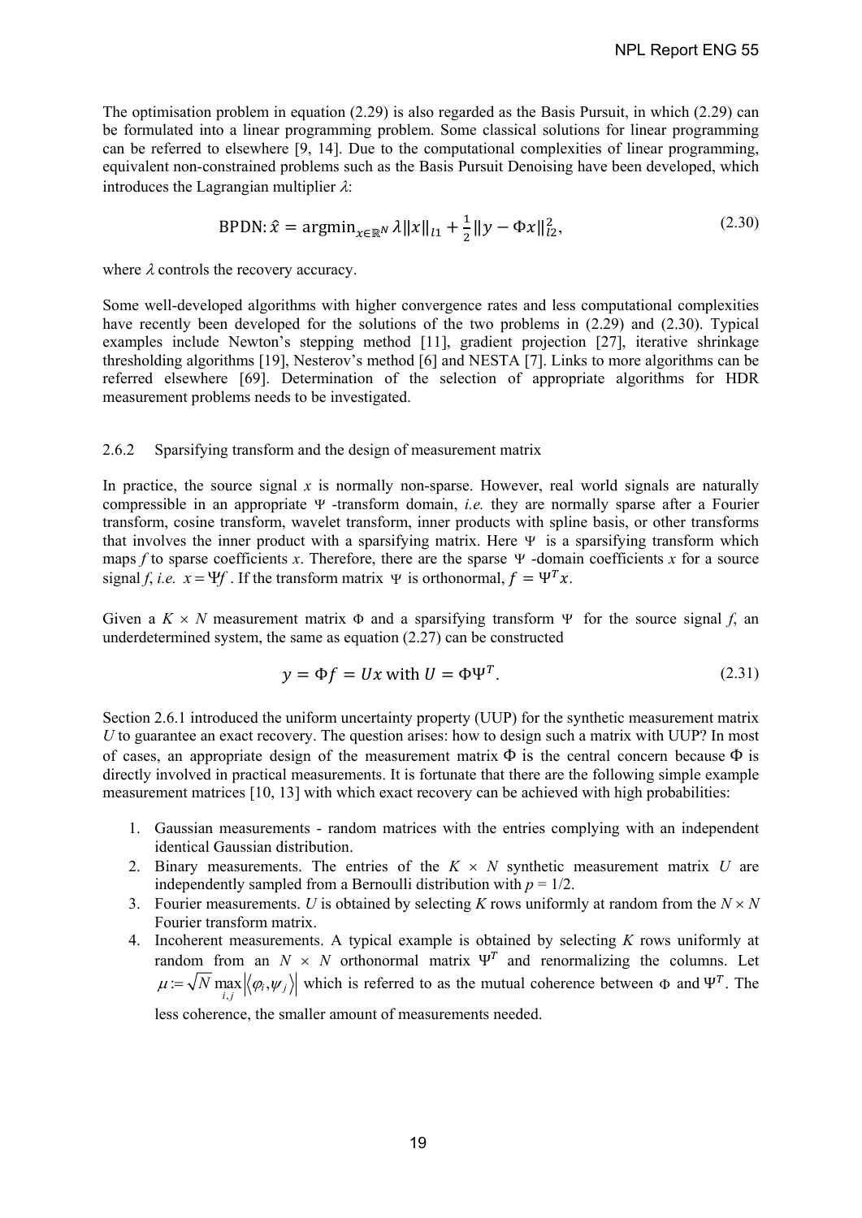The optimisation problem in equation (2.29) is also regarded as the Basis Pursuit, in which (2.29) can be formulated into a linear programming problem. Some classical solutions for linear programming can be referred to elsewhere [9, 14]. Due to the computational complexities of linear programming, equivalent non-constrained problems such as the Basis Pursuit Denoising have been developed, which introduces the Lagrangian multiplier $\lambda$:

$$\text{BPDN: } \hat{x} = \text{argmin}_{x \in \mathbb{R}^N} \lambda \|x\|_{l1} + \frac{1}{2}\|y - \Phi x\|_{l2}^2, \tag{2.30}$$

where $\lambda$ controls the recovery accuracy.

Some well-developed algorithms with higher convergence rates and less computational complexities have recently been developed for the solutions of the two problems in (2.29) and (2.30). Typical examples include Newton's stepping method [11], gradient projection [27], iterative shrinkage thresholding algorithms [19], Nesterov's method [6] and NESTA [7]. Links to more algorithms can be referred elsewhere [69]. Determination of the selection of appropriate algorithms for HDR measurement problems needs to be investigated.

### 2.6.2 Sparsifying transform and the design of measurement matrix

In practice, the source signal $x$ is normally non-sparse. However, real world signals are naturally compressible in an appropriate $\Psi$ -transform domain, *i.e.* they are normally sparse after a Fourier transform, cosine transform, wavelet transform, inner products with spline basis, or other transforms that involves the inner product with a sparsifying matrix. Here $\Psi$ is a sparsifying transform which maps $f$ to sparse coefficients $x$. Therefore, there are the sparse $\Psi$ -domain coefficients $x$ for a source signal $f$, *i.e.* $x = \Psi f$. If the transform matrix $\Psi$ is orthonormal, $f = \Psi^T x$.

Given a $K \times N$ measurement matrix $\Phi$ and a sparsifying transform $\Psi$ for the source signal $f$, an underdetermined system, the same as equation (2.27) can be constructed

$$y = \Phi f = Ux \text{ with } U = \Phi\Psi^T. \tag{2.31}$$

Section 2.6.1 introduced the uniform uncertainty property (UUP) for the synthetic measurement matrix $U$ to guarantee an exact recovery. The question arises: how to design such a matrix with UUP? In most of cases, an appropriate design of the measurement matrix $\Phi$ is the central concern because $\Phi$ is directly involved in practical measurements. It is fortunate that there are the following simple example measurement matrices [10, 13] with which exact recovery can be achieved with high probabilities:

1. Gaussian measurements - random matrices with the entries complying with an independent identical Gaussian distribution.
2. Binary measurements. The entries of the $K \times N$ synthetic measurement matrix $U$ are independently sampled from a Bernoulli distribution with $p = 1/2$.
3. Fourier measurements. $U$ is obtained by selecting $K$ rows uniformly at random from the $N \times N$ Fourier transform matrix.
4. Incoherent measurements. A typical example is obtained by selecting $K$ rows uniformly at random from an $N \times N$ orthonormal matrix $\Psi^T$ and renormalizing the columns. Let $\mu := \sqrt{N} \max_{i,j} |\langle \varphi_i, \psi_j \rangle|$ which is referred to as the mutual coherence between $\Phi$ and $\Psi^T$. The less coherence, the smaller amount of measurements needed.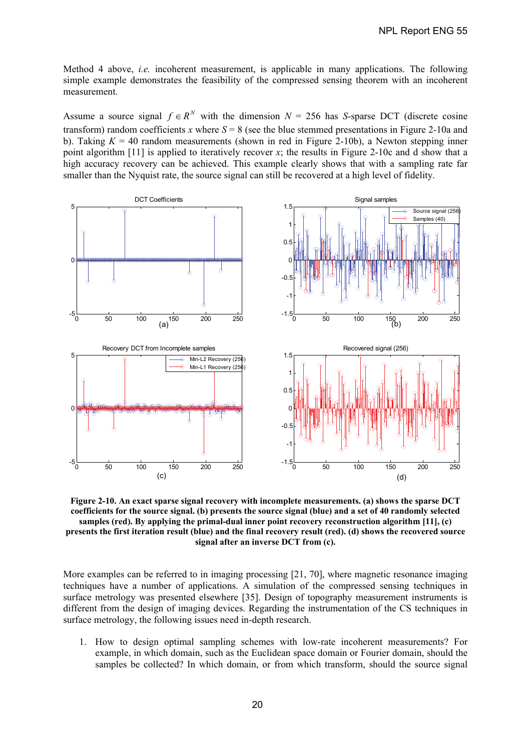Method 4 above, *i.e.* incoherent measurement, is applicable in many applications. The following simple example demonstrates the feasibility of the compressed sensing theorem with an incoherent measurement.

Assume a source signal $f \in R^N$ with the dimension $N$ = 256 has $S$-sparse DCT (discrete cosine transform) random coefficients $x$ where $S$ = 8 (see the blue stemmed presentations in Figure 2-10a and b). Taking $K$ = 40 random measurements (shown in red in Figure 2-10b), a Newton stepping inner point algorithm [11] is applied to iteratively recover $x$; the results in Figure 2-10c and d show that a high accuracy recovery can be achieved. This example clearly shows that with a sampling rate far smaller than the Nyquist rate, the source signal can still be recovered at a high level of fidelity.

**Figure 2-10. An exact sparse signal recovery with incomplete measurements. (a) shows the sparse DCT coefficients for the source signal. (b) presents the source signal (blue) and a set of 40 randomly selected samples (red). By applying the primal-dual inner point reconstruction algorithm [11], (c) presents the first iteration result (blue) and the final recovery result (red). (d) shows the recovered source signal after an inverse DCT from (c).**

More examples can be referred to in imaging processing [21, 70], where magnetic resonance imaging techniques have a number of applications. A simulation of the compressed sensing techniques in surface metrology was presented elsewhere [35]. Design of topography measurement instruments is different from the design of imaging devices. Regarding the instrumentation of the CS techniques in surface metrology, the following issues need in-depth research.

1. How to design optimal sampling schemes with low-rate incoherent measurements? For example, in which domain, such as the Euclidean space domain or Fourier domain, should the samples be collected? In which domain, or from which transform, should the source signal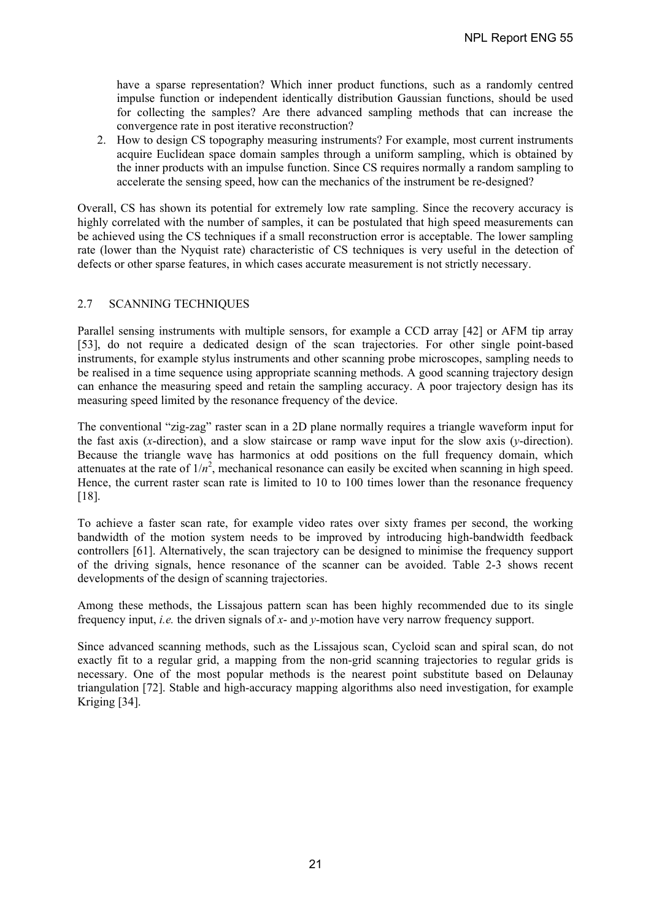have a sparse representation? Which inner product functions, such as a randomly centred impulse function or independent identically distribution Gaussian functions, should be used for collecting the samples? Are there advanced sampling methods that can increase the convergence rate in post iterative reconstruction?

2. How to design CS topography measuring instruments? For example, most current instruments acquire Euclidean space domain samples through a uniform sampling, which is obtained by the inner products with an impulse function. Since CS requires normally a random sampling to accelerate the sensing speed, how can the mechanics of the instrument be re-designed?

Overall, CS has shown its potential for extremely low rate sampling. Since the recovery accuracy is highly correlated with the number of samples, it can be postulated that high speed measurements can be achieved using the CS techniques if a small reconstruction error is acceptable. The lower sampling rate (lower than the Nyquist rate) characteristic of CS techniques is very useful in the detection of defects or other sparse features, in which cases accurate measurement is not strictly necessary.

## 2.7 SCANNING TECHNIQUES

Parallel sensing instruments with multiple sensors, for example a CCD array [42] or AFM tip array [53], do not require a dedicated design of the scan trajectories. For other single point-based instruments, for example stylus instruments and other scanning probe microscopes, sampling needs to be realised in a time sequence using appropriate scanning methods. A good scanning trajectory design can enhance the measuring speed and retain the sampling accuracy. A poor trajectory design has its measuring speed limited by the resonance frequency of the device.

The conventional "zig-zag" raster scan in a 2D plane normally requires a triangle waveform input for the fast axis ($x$-direction), and a slow staircase or ramp wave input for the slow axis ($y$-direction). Because the triangle wave has harmonics at odd positions on the full frequency domain, which attenuates at the rate of $1/n^2$, mechanical resonance can easily be excited when scanning in high speed. Hence, the current raster scan rate is limited to 10 to 100 times lower than the resonance frequency [18].

To achieve a faster scan rate, for example video rates over sixty frames per second, the working bandwidth of the motion system needs to be improved by introducing high-bandwidth feedback controllers [61]. Alternatively, the scan trajectory can be designed to minimise the frequency support of the driving signals, hence resonance of the scanner can be avoided. Table 2-3 shows recent developments of the design of scanning trajectories.

Among these methods, the Lissajous pattern scan has been highly recommended due to its single frequency input, *i.e.* the driven signals of $x$- and $y$-motion have very narrow frequency support.

Since advanced scanning methods, such as the Lissajous scan, Cycloid scan and spiral scan, do not exactly fit to a regular grid, a mapping from the non-grid scanning trajectories to regular grids is necessary. One of the most popular methods is the nearest point substitute based on Delaunay triangulation [72]. Stable and high-accuracy mapping algorithms also need investigation, for example Kriging [34].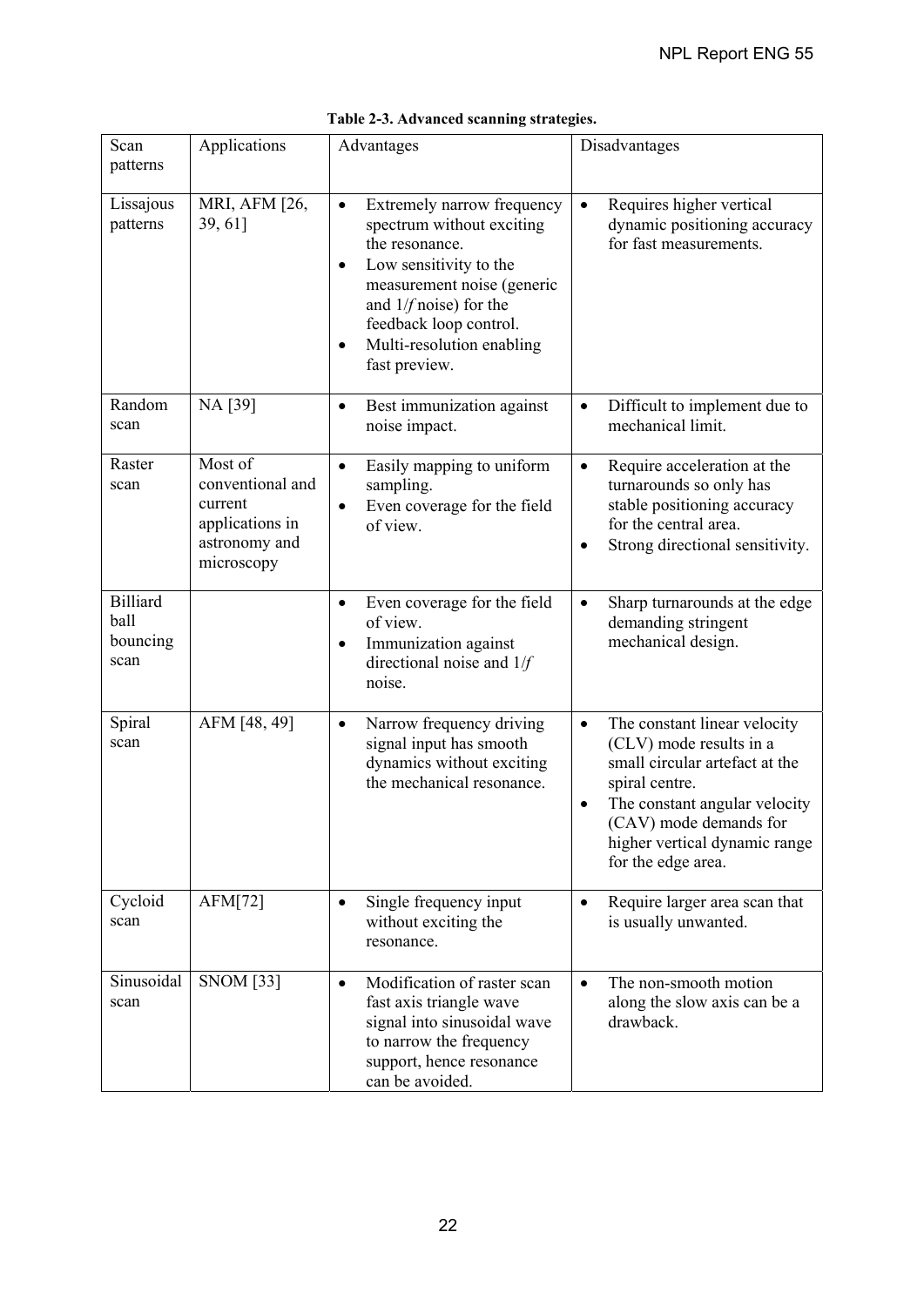**Table 2-3. Advanced scanning strategies.**

| Scan patterns | Applications | Advantages | Disadvantages |
|---|---|---|---|
| Lissajous patterns | MRI, AFM [26, 39, 61] | • Extremely narrow frequency spectrum without exciting the resonance.<br>• Low sensitivity to the measurement noise (generic and 1/*f* noise) for the feedback loop control.<br>• Multi-resolution enabling fast preview. | • Requires higher vertical dynamic positioning accuracy for fast measurements. |
| Random scan | NA [39] | • Best immunization against noise impact. | • Difficult to implement due to mechanical limit. |
| Raster scan | Most of conventional and current applications in astronomy and microscopy | • Easily mapping to uniform sampling.<br>• Even coverage for the field of view. | • Require acceleration at the turnarounds so only has stable positioning accuracy for the central area.<br>• Strong directional sensitivity. |
| Billiard ball bouncing scan | | • Even coverage for the field of view.<br>• Immunization against directional noise and 1/*f* noise. | • Sharp turnarounds at the edge demanding stringent mechanical design. |
| Spiral scan | AFM [48, 49] | • Narrow frequency driving signal input has smooth dynamics without exciting the mechanical resonance. | • The constant linear velocity (CLV) mode results in a small circular artefact at the spiral centre.<br>• The constant angular velocity (CAV) mode demands for higher vertical dynamic range for the edge area. |
| Cycloid scan | AFM[72] | • Single frequency input without exciting the resonance. | • Require larger area scan that is usually unwanted. |
| Sinusoidal scan | SNOM [33] | • Modification of raster scan fast axis triangle wave signal into sinusoidal wave to narrow the frequency support, hence resonance can be avoided. | • The non-smooth motion along the slow axis can be a drawback. |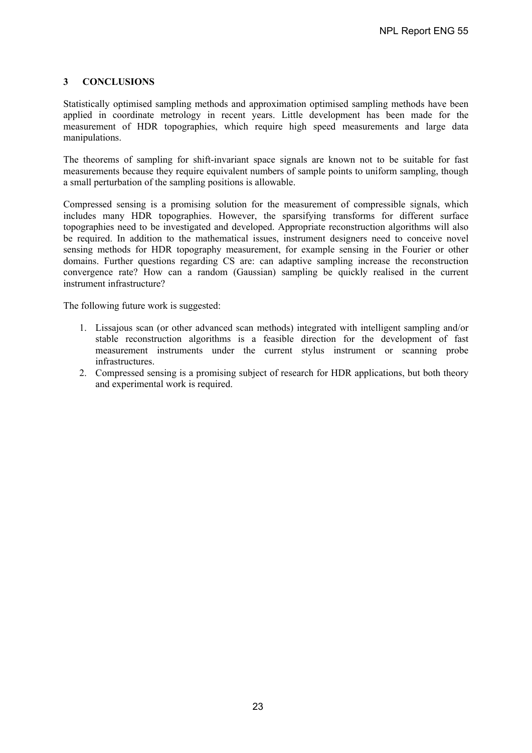## 3 CONCLUSIONS

Statistically optimised sampling methods and approximation optimised sampling methods have been applied in coordinate metrology in recent years. Little development has been made for the measurement of HDR topographies, which require high speed measurements and large data manipulations.

The theorems of sampling for shift-invariant space signals are known not to be suitable for fast measurements because they require equivalent numbers of sample points to uniform sampling, though a small perturbation of the sampling positions is allowable.

Compressed sensing is a promising solution for the measurement of compressible signals, which includes many HDR topographies. However, the sparsifying transforms for different surface topographies need to be investigated and developed. Appropriate reconstruction algorithms will also be required. In addition to the mathematical issues, instrument designers need to conceive novel sensing methods for HDR topography measurement, for example sensing in the Fourier or other domains. Further questions regarding CS are: can adaptive sampling increase the reconstruction convergence rate? How can a random (Gaussian) sampling be quickly realised in the current instrument infrastructure?

The following future work is suggested:

1. Lissajous scan (or other advanced scan methods) integrated with intelligent sampling and/or stable reconstruction algorithms is a feasible direction for the development of fast measurement instruments under the current stylus instrument or scanning probe infrastructures.
2. Compressed sensing is a promising subject of research for HDR applications, but both theory and experimental work is required.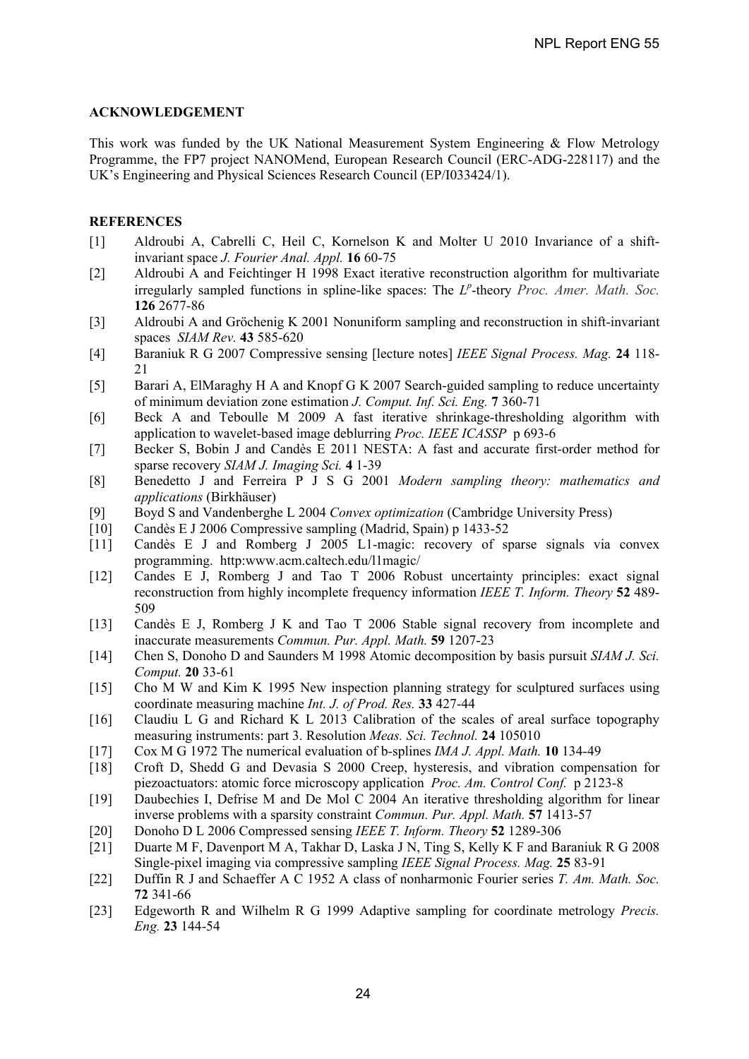## ACKNOWLEDGEMENT

This work was funded by the UK National Measurement System Engineering & Flow Metrology Programme, the FP7 project NANOMend, European Research Council (ERC-ADG-228117) and the UK's Engineering and Physical Sciences Research Council (EP/I033424/1).

## REFERENCES

[1] Aldroubi A, Cabrelli C, Heil C, Kornelson K and Molter U 2010 Invariance of a shift-invariant space *J. Fourier Anal. Appl.* **16** 60-75

[2] Aldroubi A and Feichtinger H 1998 Exact iterative reconstruction algorithm for multivariate irregularly sampled functions in spline-like spaces: The $L^p$-theory *Proc. Amer. Math. Soc.* **126** 2677-86

[3] Aldroubi A and Gröchenig K 2001 Nonuniform sampling and reconstruction in shift-invariant spaces *SIAM Rev.* **43** 585-620

[4] Baraniuk R G 2007 Compressive sensing [lecture notes] *IEEE Signal Process. Mag.* **24** 118-21

[5] Barari A, ElMaraghy H A and Knopf G K 2007 Search-guided sampling to reduce uncertainty of minimum deviation zone estimation *J. Comput. Inf. Sci. Eng.* **7** 360-71

[6] Beck A and Teboulle M 2009 A fast iterative shrinkage-thresholding algorithm with application to wavelet-based image deblurring *Proc. IEEE ICASSP* p 693-6

[7] Becker S, Bobin J and Candès E 2011 NESTA: A fast and accurate first-order method for sparse recovery *SIAM J. Imaging Sci.* **4** 1-39

[8] Benedetto J and Ferreira P J S G 2001 *Modern sampling theory: mathematics and applications* (Birkhäuser)

[9] Boyd S and Vandenberghe L 2004 *Convex optimization* (Cambridge University Press)

[10] Candès E J 2006 Compressive sampling (Madrid, Spain) p 1433-52

[11] Candès E J and Romberg J 2005 L1-magic: recovery of sparse signals via convex programming. http:www.acm.caltech.edu/l1magic/

[12] Candes E J, Romberg J and Tao T 2006 Robust uncertainty principles: exact signal reconstruction from highly incomplete frequency information *IEEE T. Inform. Theory* **52** 489-509

[13] Candès E J, Romberg J K and Tao T 2006 Stable signal recovery from incomplete and inaccurate measurements *Commun. Pur. Appl. Math.* **59** 1207-23

[14] Chen S, Donoho D and Saunders M 1998 Atomic decomposition by basis pursuit *SIAM J. Sci. Comput.* **20** 33-61

[15] Cho M W and Kim K 1995 New inspection planning strategy for sculptured surfaces using coordinate measuring machine *Int. J. of Prod. Res.* **33** 427-44

[16] Claudiu L G and Richard K L 2013 Calibration of the scales of areal surface topography measuring instruments: part 3. Resolution *Meas. Sci. Technol.* **24** 105010

[17] Cox M G 1972 The numerical evaluation of b-splines *IMA J. Appl. Math.* **10** 134-49

[18] Croft D, Shedd G and Devasia S 2000 Creep, hysteresis, and vibration compensation for piezoactuators: atomic force microscopy application *Proc. Am. Control Conf.* p 2123-8

[19] Daubechies I, Defrise M and De Mol C 2004 An iterative thresholding algorithm for linear inverse problems with a sparsity constraint *Commun. Pur. Appl. Math.* **57** 1413-57

[20] Donoho D L 2006 Compressed sensing *IEEE T. Inform. Theory* **52** 1289-306

[21] Duarte M F, Davenport M A, Takhar D, Laska J N, Ting S, Kelly K F and Baraniuk R G 2008 Single-pixel imaging via compressive sampling *IEEE Signal Process. Mag.* **25** 83-91

[22] Duffin R J and Schaeffer A C 1952 A class of nonharmonic Fourier series *T. Am. Math. Soc.* **72** 341-66

[23] Edgeworth R and Wilhelm R G 1999 Adaptive sampling for coordinate metrology *Precis. Eng.* **23** 144-54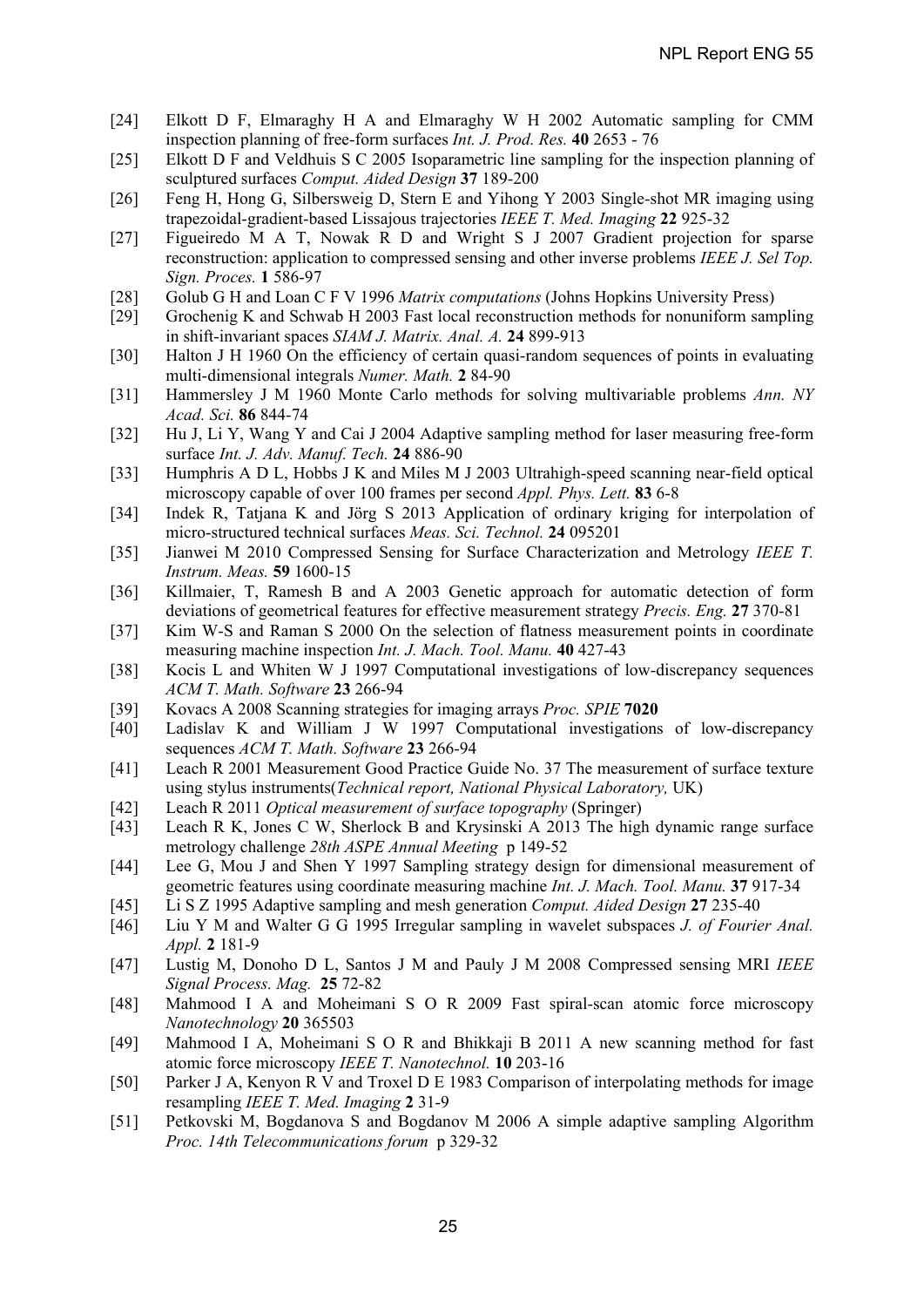[24] Elkott D F, Elmaraghy H A and Elmaraghy W H 2002 Automatic sampling for CMM inspection planning of free-form surfaces *Int. J. Prod. Res.* **40** 2653 - 76

[25] Elkott D F and Veldhuis S C 2005 Isoparametric line sampling for the inspection planning of sculptured surfaces *Comput. Aided Design* **37** 189-200

[26] Feng H, Hong G, Silbersweig D, Stern E and Yihong Y 2003 Single-shot MR imaging using trapezoidal-gradient-based Lissajous trajectories *IEEE T. Med. Imaging* **22** 925-32

[27] Figueiredo M A T, Nowak R D and Wright S J 2007 Gradient projection for sparse reconstruction: application to compressed sensing and other inverse problems *IEEE J. Sel Top. Sign. Proces.* **1** 586-97

[28] Golub G H and Loan C F V 1996 *Matrix computations* (Johns Hopkins University Press)

[29] Grochenig K and Schwab H 2003 Fast local reconstruction methods for nonuniform sampling in shift-invariant spaces *SIAM J. Matrix. Anal. A.* **24** 899-913

[30] Halton J H 1960 On the efficiency of certain quasi-random sequences of points in evaluating multi-dimensional integrals *Numer. Math.* **2** 84-90

[31] Hammersley J M 1960 Monte Carlo methods for solving multivariable problems *Ann. NY Acad. Sci.* **86** 844-74

[32] Hu J, Li Y, Wang Y and Cai J 2004 Adaptive sampling method for laser measuring free-form surface *Int. J. Adv. Manuf. Tech.* **24** 886-90

[33] Humphris A D L, Hobbs J K and Miles M J 2003 Ultrahigh-speed scanning near-field optical microscopy capable of over 100 frames per second *Appl. Phys. Lett.* **83** 6-8

[34] Indek R, Tatjana K and Jörg S 2013 Application of ordinary kriging for interpolation of micro-structured technical surfaces *Meas. Sci. Technol.* **24** 095201

[35] Jianwei M 2010 Compressed Sensing for Surface Characterization and Metrology *IEEE T. Instrum. Meas.* **59** 1600-15

[36] Killmaier, T, Ramesh B and A 2003 Genetic approach for automatic detection of form deviations of geometrical features for effective measurement strategy *Precis. Eng.* **27** 370-81

[37] Kim W-S and Raman S 2000 On the selection of flatness measurement points in coordinate measuring machine inspection *Int. J. Mach. Tool. Manu.* **40** 427-43

[38] Kocis L and Whiten W J 1997 Computational investigations of low-discrepancy sequences *ACM T. Math. Software* **23** 266-94

[39] Kovacs A 2008 Scanning strategies for imaging arrays *Proc. SPIE* **7020**

[40] Ladislav K and William J W 1997 Computational investigations of low-discrepancy sequences *ACM T. Math. Software* **23** 266-94

[41] Leach R 2001 Measurement Good Practice Guide No. 37 The measurement of surface texture using stylus instruments(*Technical report, National Physical Laboratory,* UK)

[42] Leach R 2011 *Optical measurement of surface topography* (Springer)

[43] Leach R K, Jones C W, Sherlock B and Krysinski A 2013 The high dynamic range surface metrology challenge *28th ASPE Annual Meeting* p 149-52

[44] Lee G, Mou J and Shen Y 1997 Sampling strategy design for dimensional measurement of geometric features using coordinate measuring machine *Int. J. Mach. Tool. Manu.* **37** 917-34

[45] Li S Z 1995 Adaptive sampling and mesh generation *Comput. Aided Design* **27** 235-40

[46] Liu Y M and Walter G G 1995 Irregular sampling in wavelet subspaces *J. of Fourier Anal. Appl.* **2** 181-9

[47] Lustig M, Donoho D L, Santos J M and Pauly J M 2008 Compressed sensing MRI *IEEE Signal Process. Mag.* **25** 72-82

[48] Mahmood I A and Moheimani S O R 2009 Fast spiral-scan atomic force microscopy *Nanotechnology* **20** 365503

[49] Mahmood I A, Moheimani S O R and Bhikkaji B 2011 A new scanning method for fast atomic force microscopy *IEEE T. Nanotechnol.* **10** 203-16

[50] Parker J A, Kenyon R V and Troxel D E 1983 Comparison of interpolating methods for image resampling *IEEE T. Med. Imaging* **2** 31-9

[51] Petkovski M, Bogdanova S and Bogdanov M 2006 A simple adaptive sampling Algorithm *Proc. 14th Telecommunications forum* p 329-32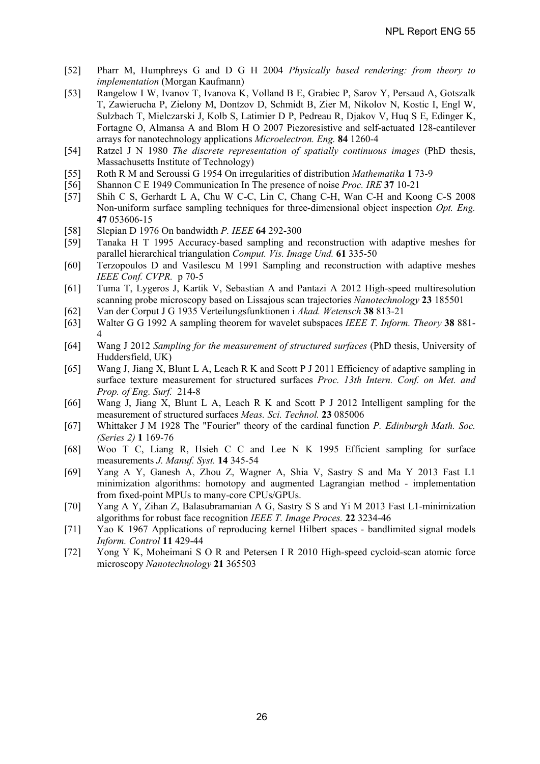[52] Pharr M, Humphreys G and D G H 2004 *Physically based rendering: from theory to implementation* (Morgan Kaufmann)

[53] Rangelow I W, Ivanov T, Ivanova K, Volland B E, Grabiec P, Sarov Y, Persaud A, Gotszalk T, Zawierucha P, Zielony M, Dontzov D, Schmidt B, Zier M, Nikolov N, Kostic I, Engl W, Sulzbach T, Mielczarski J, Kolb S, Latimier D P, Pedreau R, Djakov V, Huq S E, Edinger K, Fortagne O, Almansa A and Blom H O 2007 Piezoresistive and self-actuated 128-cantilever arrays for nanotechnology applications *Microelectron. Eng.* **84** 1260-4

[54] Ratzel J N 1980 *The discrete representation of spatially continuous images* (PhD thesis, Massachusetts Institute of Technology)

[55] Roth R M and Seroussi G 1954 On irregularities of distribution *Mathematika* **1** 73-9

[56] Shannon C E 1949 Communication In The presence of noise *Proc. IRE* **37** 10-21

[57] Shih C S, Gerhardt L A, Chu W C-C, Lin C, Chang C-H, Wan C-H and Koong C-S 2008 Non-uniform surface sampling techniques for three-dimensional object inspection *Opt. Eng.* **47** 053606-15

[58] Slepian D 1976 On bandwidth *P. IEEE* **64** 292-300

[59] Tanaka H T 1995 Accuracy-based sampling and reconstruction with adaptive meshes for parallel hierarchical triangulation *Comput. Vis. Image Und.* **61** 335-50

[60] Terzopoulos D and Vasilescu M 1991 Sampling and reconstruction with adaptive meshes *IEEE Conf. CVPR.* p 70-5

[61] Tuma T, Lygeros J, Kartik V, Sebastian A and Pantazi A 2012 High-speed multiresolution scanning probe microscopy based on Lissajous scan trajectories *Nanotechnology* **23** 185501

[62] Van der Corput J G 1935 Verteilungsfunktionen i *Akad. Wetensch* **38** 813-21

[63] Walter G G 1992 A sampling theorem for wavelet subspaces *IEEE T. Inform. Theory* **38** 881-4

[64] Wang J 2012 *Sampling for the measurement of structured surfaces* (PhD thesis, University of Huddersfield, UK)

[65] Wang J, Jiang X, Blunt L A, Leach R K and Scott P J 2011 Efficiency of adaptive sampling in surface texture measurement for structured surfaces *Proc. 13th Intern. Conf. on Met. and Prop. of Eng. Surf.* 214-8

[66] Wang J, Jiang X, Blunt L A, Leach R K and Scott P J 2012 Intelligent sampling for the measurement of structured surfaces *Meas. Sci. Technol.* **23** 085006

[67] Whittaker J M 1928 The "Fourier" theory of the cardinal function *P. Edinburgh Math. Soc. (Series 2)* **1** 169-76

[68] Woo T C, Liang R, Hsieh C C and Lee N K 1995 Efficient sampling for surface measurements *J. Manuf. Syst.* **14** 345-54

[69] Yang A Y, Ganesh A, Zhou Z, Wagner A, Shia V, Sastry S and Ma Y 2013 Fast L1 minimization algorithms: homotopy and augmented Lagrangian method - implementation from fixed-point MPUs to many-core CPUs/GPUs.

[70] Yang A Y, Zihan Z, Balasubramanian A G, Sastry S S and Yi M 2013 Fast L1-minimization algorithms for robust face recognition *IEEE T. Image Proces.* **22** 3234-46

[71] Yao K 1967 Applications of reproducing kernel Hilbert spaces - bandlimited signal models *Inform. Control* **11** 429-44

[72] Yong Y K, Moheimani S O R and Petersen I R 2010 High-speed cycloid-scan atomic force microscopy *Nanotechnology* **21** 365503